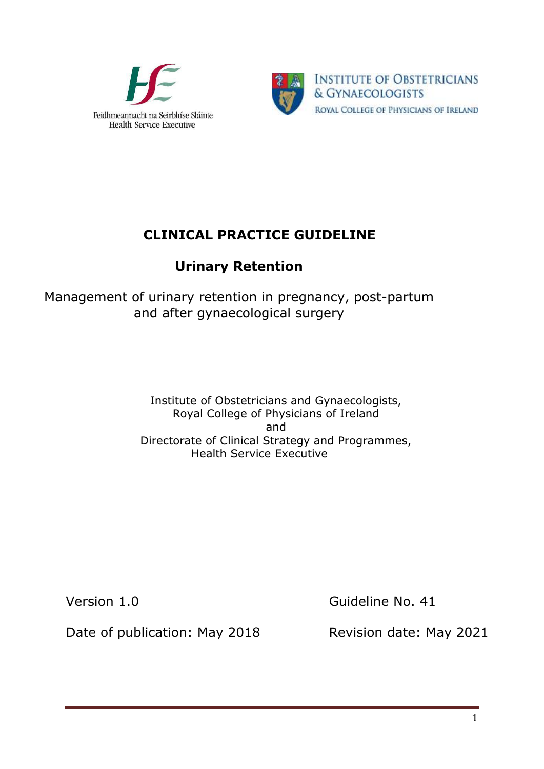Feidhmeannacht na Seirbhíse Sláinte
Health Service Executive

INSTITUTE OF OBSTETRICIANS & GYNAECOLOGISTS
ROYAL COLLEGE OF PHYSICIANS OF IRELAND

# CLINICAL PRACTICE GUIDELINE

## Urinary Retention

Management of urinary retention in pregnancy, post-partum and after gynaecological surgery

Institute of Obstetricians and Gynaecologists,
Royal College of Physicians of Ireland
and
Directorate of Clinical Strategy and Programmes,
Health Service Executive

Version 1.0

Guideline No. 41

Date of publication: May 2018

Revision date: May 2021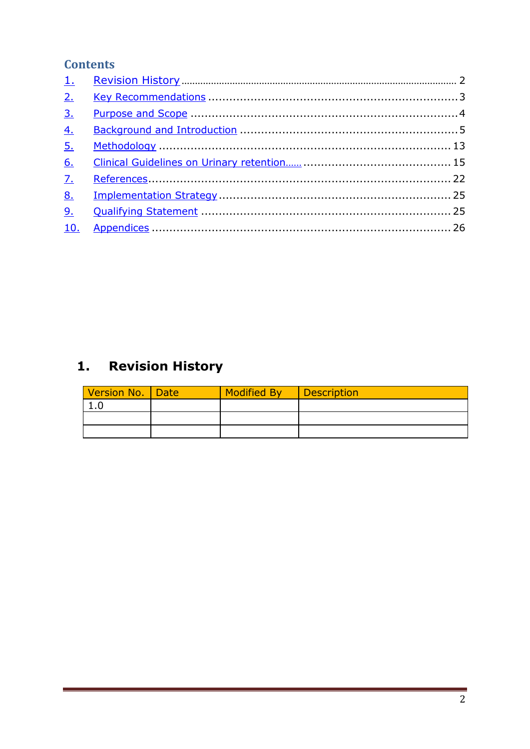## Contents

1. Revision History ........................................................................ 2
2. Key Recommendations ................................................................ 3
3. Purpose and Scope .................................................................... 4
4. Background and Introduction ...................................................... 5
5. Methodology ............................................................................ 13
6. Clinical Guidelines on Urinary retention...... .................................. 15
7. References ............................................................................... 22
8. Implementation Strategy ............................................................ 25
9. Qualifying Statement ................................................................. 25
10. Appendices ............................................................................. 26

# 1. Revision History

| Version No. | Date | Modified By | Description |
|---|---|---|---|
| 1.0 | | | |
| | | | |
| | | | |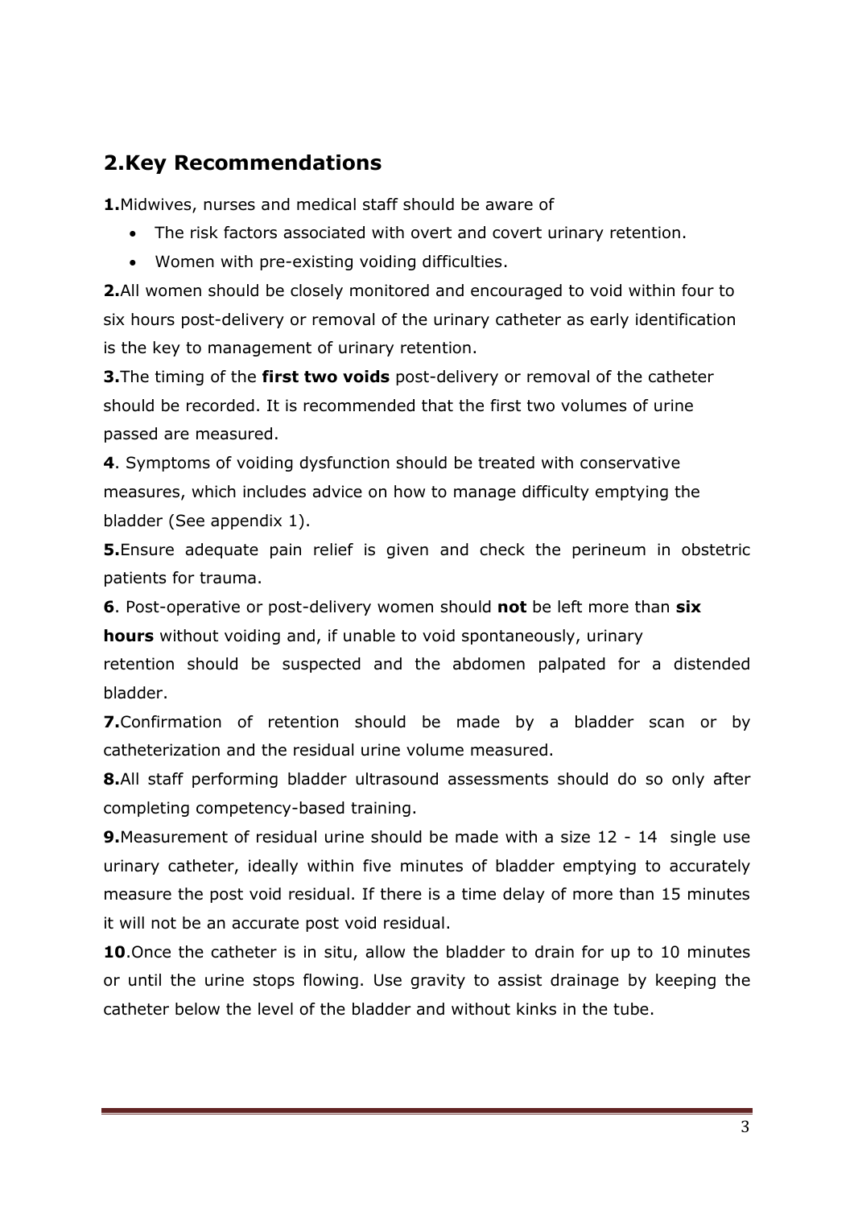## 2.Key Recommendations

**1.**Midwives, nurses and medical staff should be aware of

- The risk factors associated with overt and covert urinary retention.
- Women with pre-existing voiding difficulties.

**2.**All women should be closely monitored and encouraged to void within four to six hours post-delivery or removal of the urinary catheter as early identification is the key to management of urinary retention.

**3.**The timing of the **first two voids** post-delivery or removal of the catheter should be recorded. It is recommended that the first two volumes of urine passed are measured.

**4**. Symptoms of voiding dysfunction should be treated with conservative measures, which includes advice on how to manage difficulty emptying the bladder (See appendix 1).

**5.**Ensure adequate pain relief is given and check the perineum in obstetric patients for trauma.

**6**. Post-operative or post-delivery women should **not** be left more than **six hours** without voiding and, if unable to void spontaneously, urinary retention should be suspected and the abdomen palpated for a distended bladder.

**7.**Confirmation of retention should be made by a bladder scan or by catheterization and the residual urine volume measured.

**8.**All staff performing bladder ultrasound assessments should do so only after completing competency-based training.

**9.**Measurement of residual urine should be made with a size 12 - 14 single use urinary catheter, ideally within five minutes of bladder emptying to accurately measure the post void residual. If there is a time delay of more than 15 minutes it will not be an accurate post void residual.

**10**.Once the catheter is in situ, allow the bladder to drain for up to 10 minutes or until the urine stops flowing. Use gravity to assist drainage by keeping the catheter below the level of the bladder and without kinks in the tube.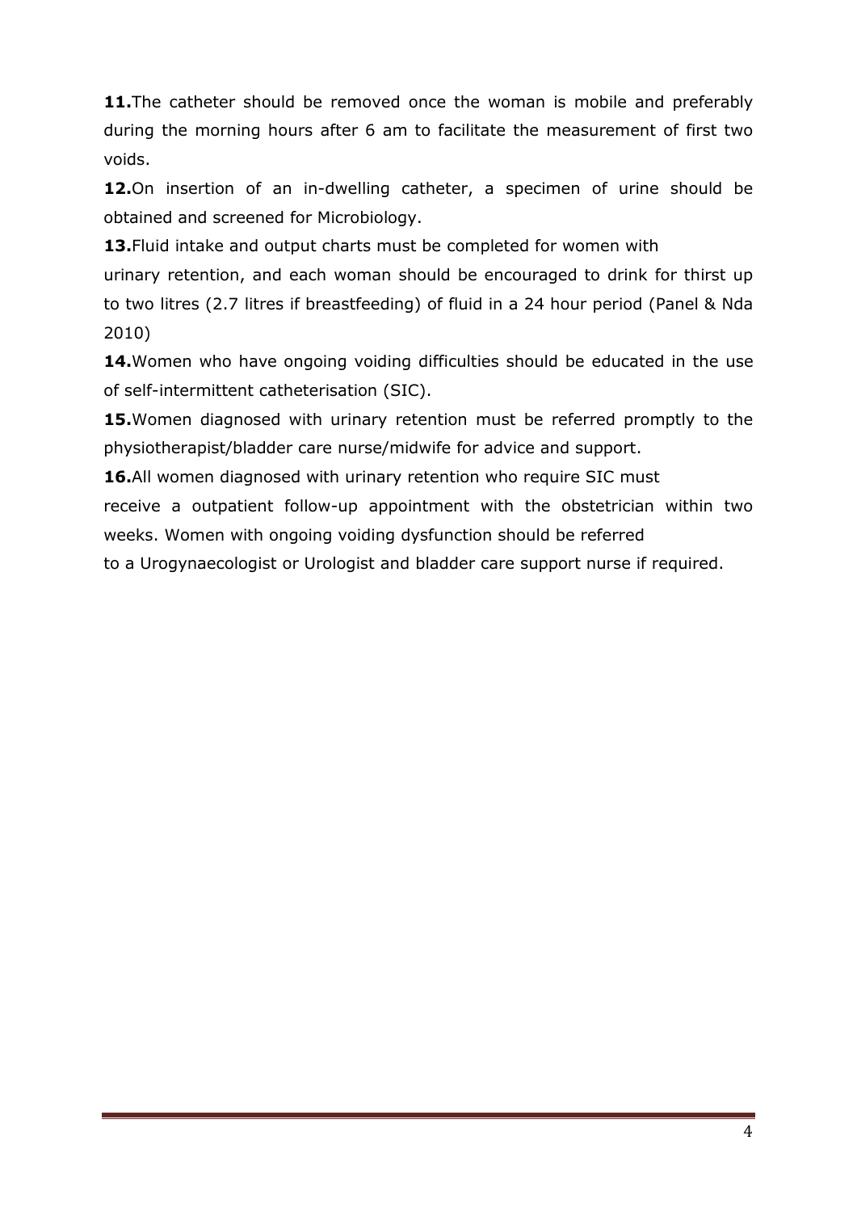**11.** The catheter should be removed once the woman is mobile and preferably during the morning hours after 6 am to facilitate the measurement of first two voids.

**12.** On insertion of an in-dwelling catheter, a specimen of urine should be obtained and screened for Microbiology.

**13.** Fluid intake and output charts must be completed for women with urinary retention, and each woman should be encouraged to drink for thirst up to two litres (2.7 litres if breastfeeding) of fluid in a 24 hour period (Panel & Nda 2010)

**14.** Women who have ongoing voiding difficulties should be educated in the use of self-intermittent catheterisation (SIC).

**15.** Women diagnosed with urinary retention must be referred promptly to the physiotherapist/bladder care nurse/midwife for advice and support.

**16.** All women diagnosed with urinary retention who require SIC must receive a outpatient follow-up appointment with the obstetrician within two weeks. Women with ongoing voiding dysfunction should be referred to a Urogynaecologist or Urologist and bladder care support nurse if required.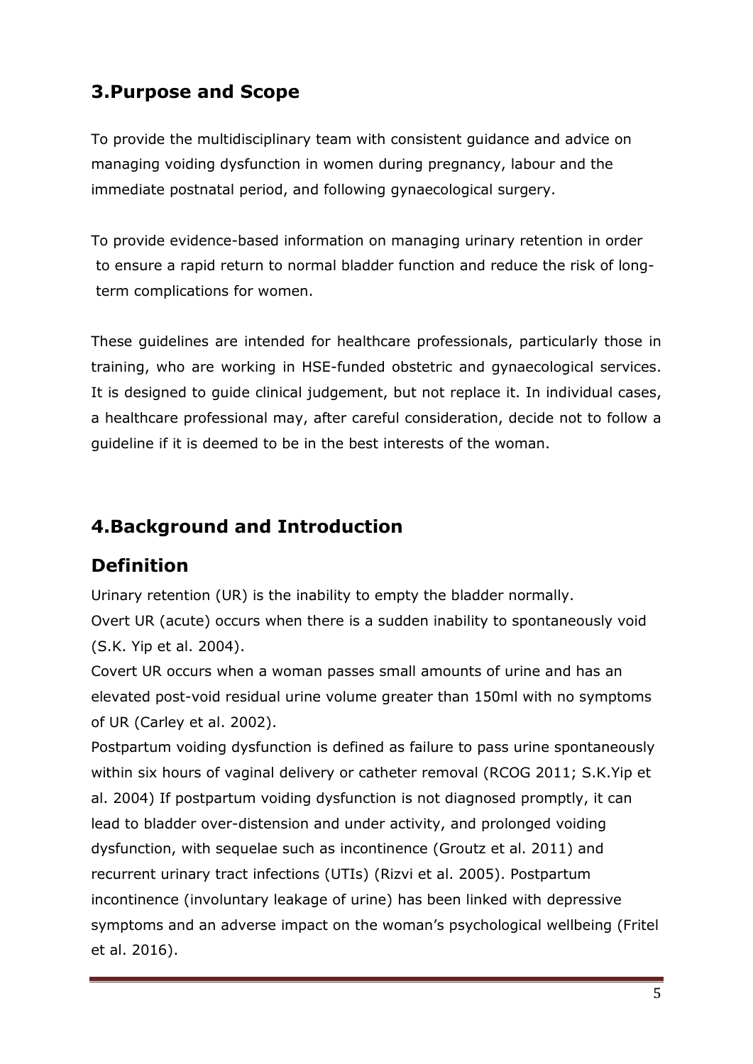## 3.Purpose and Scope

To provide the multidisciplinary team with consistent guidance and advice on managing voiding dysfunction in women during pregnancy, labour and the immediate postnatal period, and following gynaecological surgery.

To provide evidence-based information on managing urinary retention in order to ensure a rapid return to normal bladder function and reduce the risk of long-term complications for women.

These guidelines are intended for healthcare professionals, particularly those in training, who are working in HSE-funded obstetric and gynaecological services. It is designed to guide clinical judgement, but not replace it. In individual cases, a healthcare professional may, after careful consideration, decide not to follow a guideline if it is deemed to be in the best interests of the woman.

## 4.Background and Introduction

## Definition

Urinary retention (UR) is the inability to empty the bladder normally.
Overt UR (acute) occurs when there is a sudden inability to spontaneously void (S.K. Yip et al. 2004).
Covert UR occurs when a woman passes small amounts of urine and has an elevated post-void residual urine volume greater than 150ml with no symptoms of UR (Carley et al. 2002).
Postpartum voiding dysfunction is defined as failure to pass urine spontaneously within six hours of vaginal delivery or catheter removal (RCOG 2011; S.K.Yip et al. 2004) If postpartum voiding dysfunction is not diagnosed promptly, it can lead to bladder over-distension and under activity, and prolonged voiding dysfunction, with sequelae such as incontinence (Groutz et al. 2011) and recurrent urinary tract infections (UTIs) (Rizvi et al. 2005). Postpartum incontinence (involuntary leakage of urine) has been linked with depressive symptoms and an adverse impact on the woman's psychological wellbeing (Fritel et al. 2016).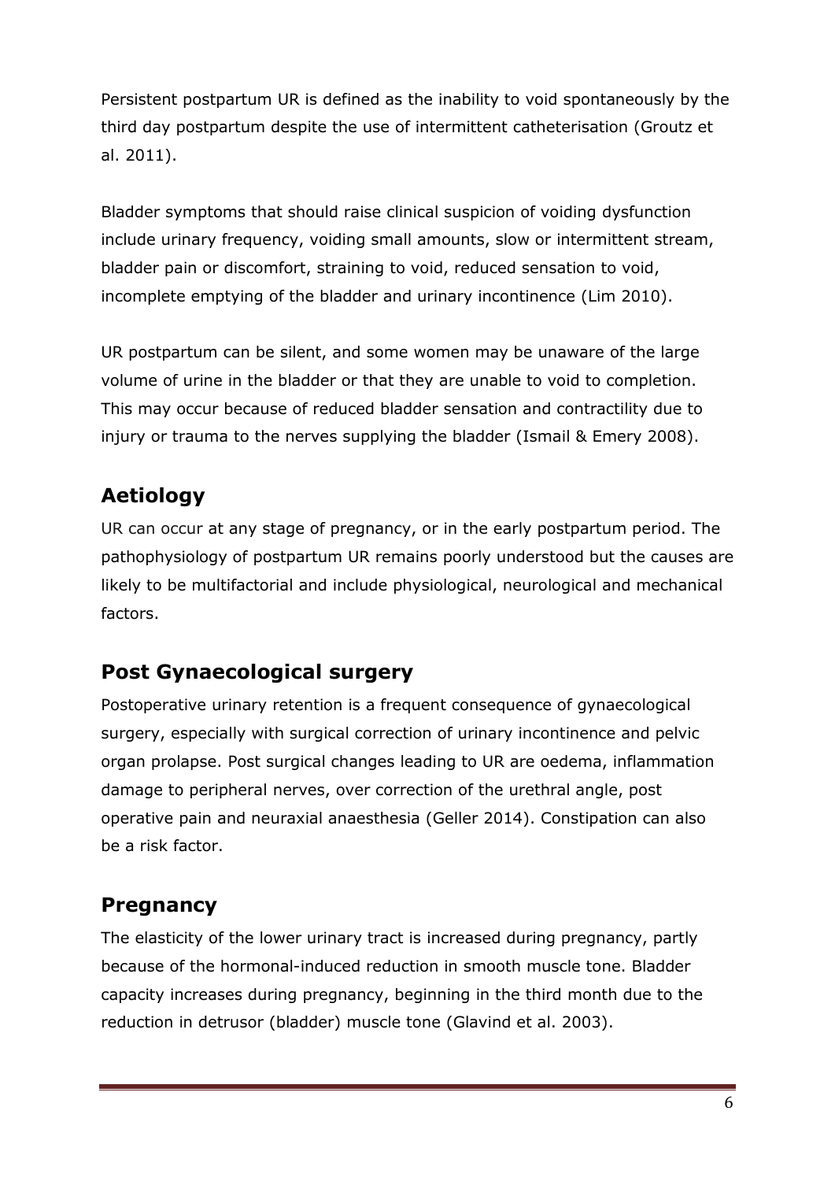Persistent postpartum UR is defined as the inability to void spontaneously by the third day postpartum despite the use of intermittent catheterisation (Groutz et al. 2011).

Bladder symptoms that should raise clinical suspicion of voiding dysfunction include urinary frequency, voiding small amounts, slow or intermittent stream, bladder pain or discomfort, straining to void, reduced sensation to void, incomplete emptying of the bladder and urinary incontinence (Lim 2010).

UR postpartum can be silent, and some women may be unaware of the large volume of urine in the bladder or that they are unable to void to completion. This may occur because of reduced bladder sensation and contractility due to injury or trauma to the nerves supplying the bladder (Ismail & Emery 2008).

## Aetiology

UR can occur at any stage of pregnancy, or in the early postpartum period. The pathophysiology of postpartum UR remains poorly understood but the causes are likely to be multifactorial and include physiological, neurological and mechanical factors.

## Post Gynaecological surgery

Postoperative urinary retention is a frequent consequence of gynaecological surgery, especially with surgical correction of urinary incontinence and pelvic organ prolapse. Post surgical changes leading to UR are oedema, inflammation damage to peripheral nerves, over correction of the urethral angle, post operative pain and neuraxial anaesthesia (Geller 2014). Constipation can also be a risk factor.

## Pregnancy

The elasticity of the lower urinary tract is increased during pregnancy, partly because of the hormonal-induced reduction in smooth muscle tone. Bladder capacity increases during pregnancy, beginning in the third month due to the reduction in detrusor (bladder) muscle tone (Glavind et al. 2003).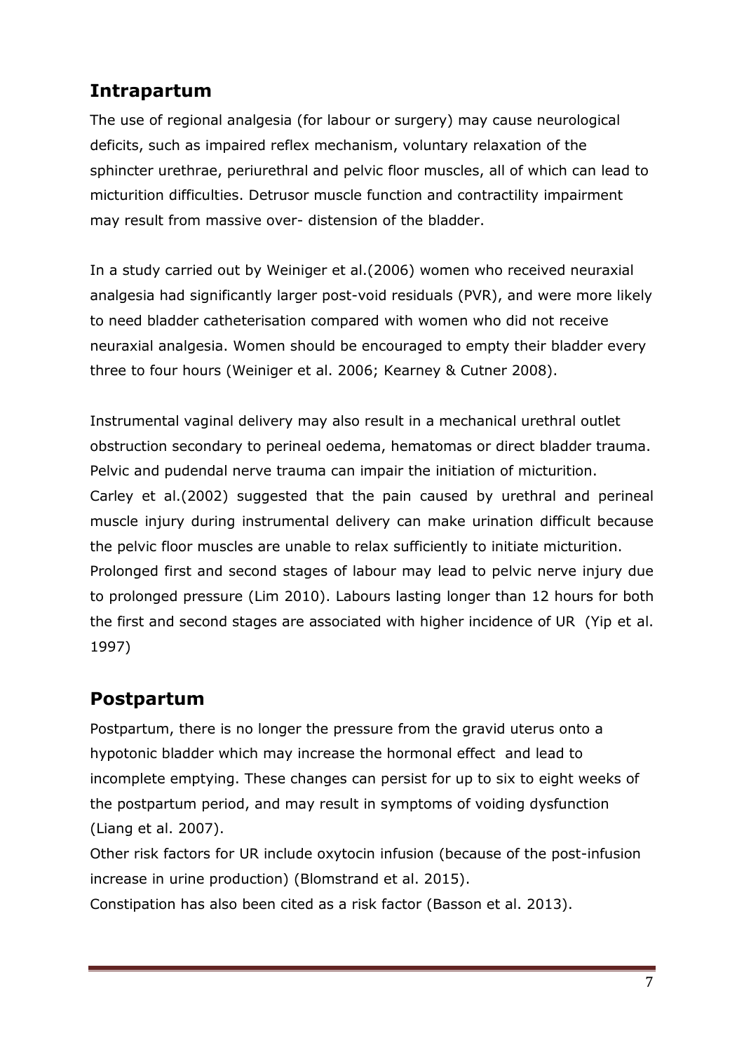## Intrapartum

The use of regional analgesia (for labour or surgery) may cause neurological deficits, such as impaired reflex mechanism, voluntary relaxation of the sphincter urethrae, periurethral and pelvic floor muscles, all of which can lead to micturition difficulties. Detrusor muscle function and contractility impairment may result from massive over- distension of the bladder.

In a study carried out by Weiniger et al.(2006) women who received neuraxial analgesia had significantly larger post-void residuals (PVR), and were more likely to need bladder catheterisation compared with women who did not receive neuraxial analgesia. Women should be encouraged to empty their bladder every three to four hours (Weiniger et al. 2006; Kearney & Cutner 2008).

Instrumental vaginal delivery may also result in a mechanical urethral outlet obstruction secondary to perineal oedema, hematomas or direct bladder trauma. Pelvic and pudendal nerve trauma can impair the initiation of micturition. Carley et al.(2002) suggested that the pain caused by urethral and perineal muscle injury during instrumental delivery can make urination difficult because the pelvic floor muscles are unable to relax sufficiently to initiate micturition. Prolonged first and second stages of labour may lead to pelvic nerve injury due to prolonged pressure (Lim 2010). Labours lasting longer than 12 hours for both the first and second stages are associated with higher incidence of UR (Yip et al. 1997)

## Postpartum

Postpartum, there is no longer the pressure from the gravid uterus onto a hypotonic bladder which may increase the hormonal effect and lead to incomplete emptying. These changes can persist for up to six to eight weeks of the postpartum period, and may result in symptoms of voiding dysfunction (Liang et al. 2007).

Other risk factors for UR include oxytocin infusion (because of the post-infusion increase in urine production) (Blomstrand et al. 2015).

Constipation has also been cited as a risk factor (Basson et al. 2013).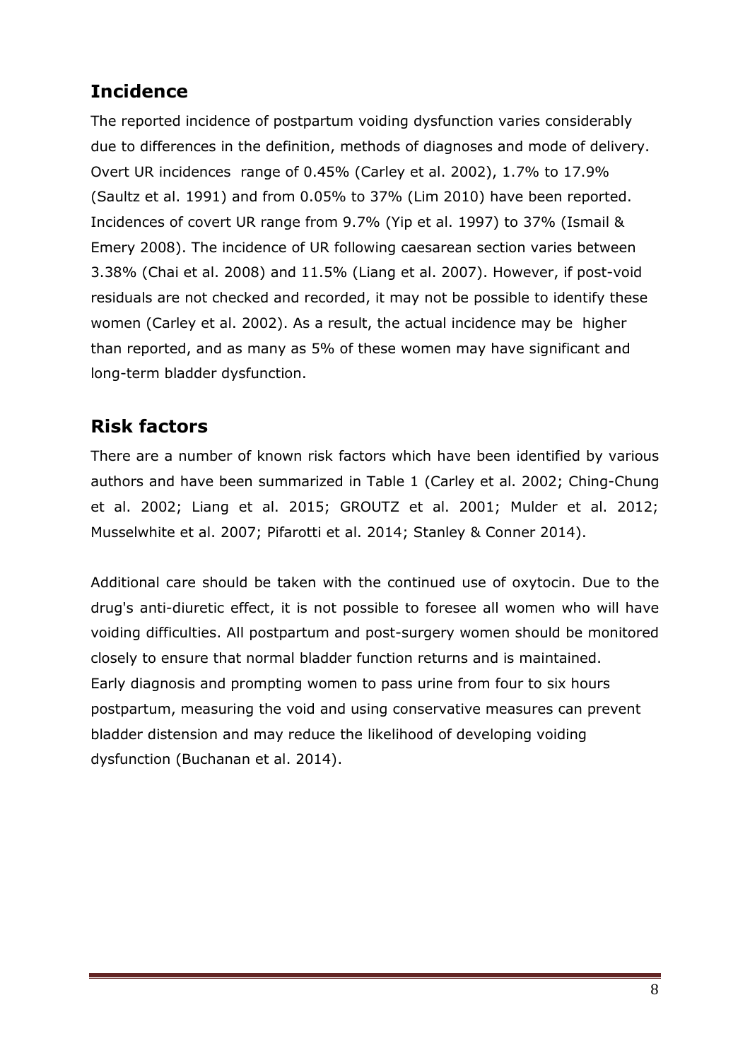## Incidence

The reported incidence of postpartum voiding dysfunction varies considerably due to differences in the definition, methods of diagnoses and mode of delivery. Overt UR incidences range of 0.45% (Carley et al. 2002), 1.7% to 17.9% (Saultz et al. 1991) and from 0.05% to 37% (Lim 2010) have been reported. Incidences of covert UR range from 9.7% (Yip et al. 1997) to 37% (Ismail & Emery 2008). The incidence of UR following caesarean section varies between 3.38% (Chai et al. 2008) and 11.5% (Liang et al. 2007). However, if post-void residuals are not checked and recorded, it may not be possible to identify these women (Carley et al. 2002). As a result, the actual incidence may be higher than reported, and as many as 5% of these women may have significant and long-term bladder dysfunction.

## Risk factors

There are a number of known risk factors which have been identified by various authors and have been summarized in Table 1 (Carley et al. 2002; Ching-Chung et al. 2002; Liang et al. 2015; GROUTZ et al. 2001; Mulder et al. 2012; Musselwhite et al. 2007; Pifarotti et al. 2014; Stanley & Conner 2014).

Additional care should be taken with the continued use of oxytocin. Due to the drug's anti-diuretic effect, it is not possible to foresee all women who will have voiding difficulties. All postpartum and post-surgery women should be monitored closely to ensure that normal bladder function returns and is maintained. Early diagnosis and prompting women to pass urine from four to six hours postpartum, measuring the void and using conservative measures can prevent bladder distension and may reduce the likelihood of developing voiding dysfunction (Buchanan et al. 2014).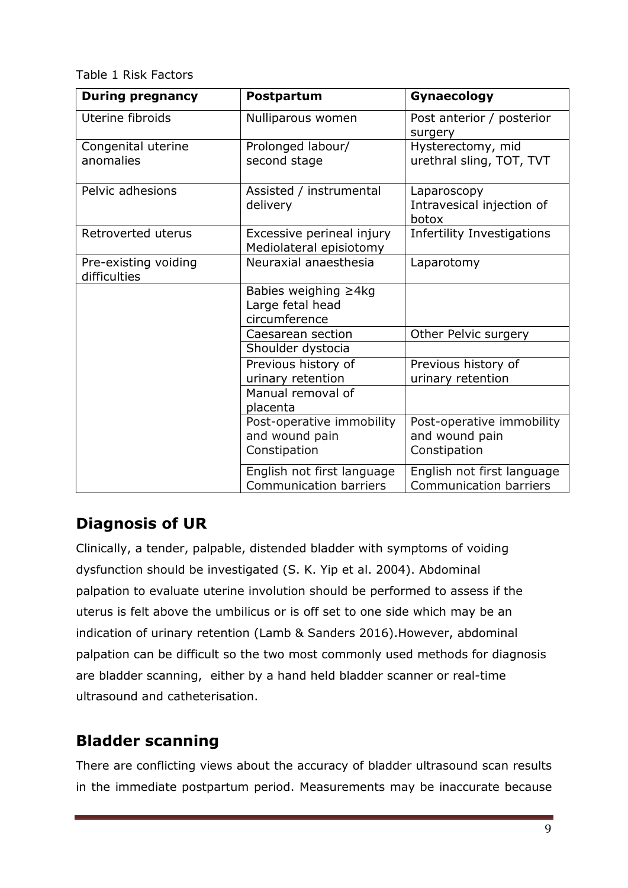Table 1 Risk Factors

| During pregnancy | Postpartum | Gynaecology |
| --- | --- | --- |
| Uterine fibroids | Nulliparous women | Post anterior / posterior surgery |
| Congenital uterine anomalies | Prolonged labour/ second stage | Hysterectomy, mid urethral sling, TOT, TVT |
| Pelvic adhesions | Assisted / instrumental delivery | Laparoscopy Intravesical injection of botox |
| Retroverted uterus | Excessive perineal injury Mediolateral episiotomy | Infertility Investigations |
| Pre-existing voiding difficulties | Neuraxial anaesthesia | Laparotomy |
| | Babies weighing ≥4kg Large fetal head circumference | |
| | Caesarean section | Other Pelvic surgery |
| | Shoulder dystocia | |
| | Previous history of urinary retention | Previous history of urinary retention |
| | Manual removal of placenta | |
| | Post-operative immobility and wound pain Constipation | Post-operative immobility and wound pain Constipation |
| | English not first language Communication barriers | English not first language Communication barriers |

## Diagnosis of UR

Clinically, a tender, palpable, distended bladder with symptoms of voiding dysfunction should be investigated (S. K. Yip et al. 2004). Abdominal palpation to evaluate uterine involution should be performed to assess if the uterus is felt above the umbilicus or is off set to one side which may be an indication of urinary retention (Lamb & Sanders 2016).However, abdominal palpation can be difficult so the two most commonly used methods for diagnosis are bladder scanning, either by a hand held bladder scanner or real-time ultrasound and catheterisation.

## Bladder scanning

There are conflicting views about the accuracy of bladder ultrasound scan results in the immediate postpartum period. Measurements may be inaccurate because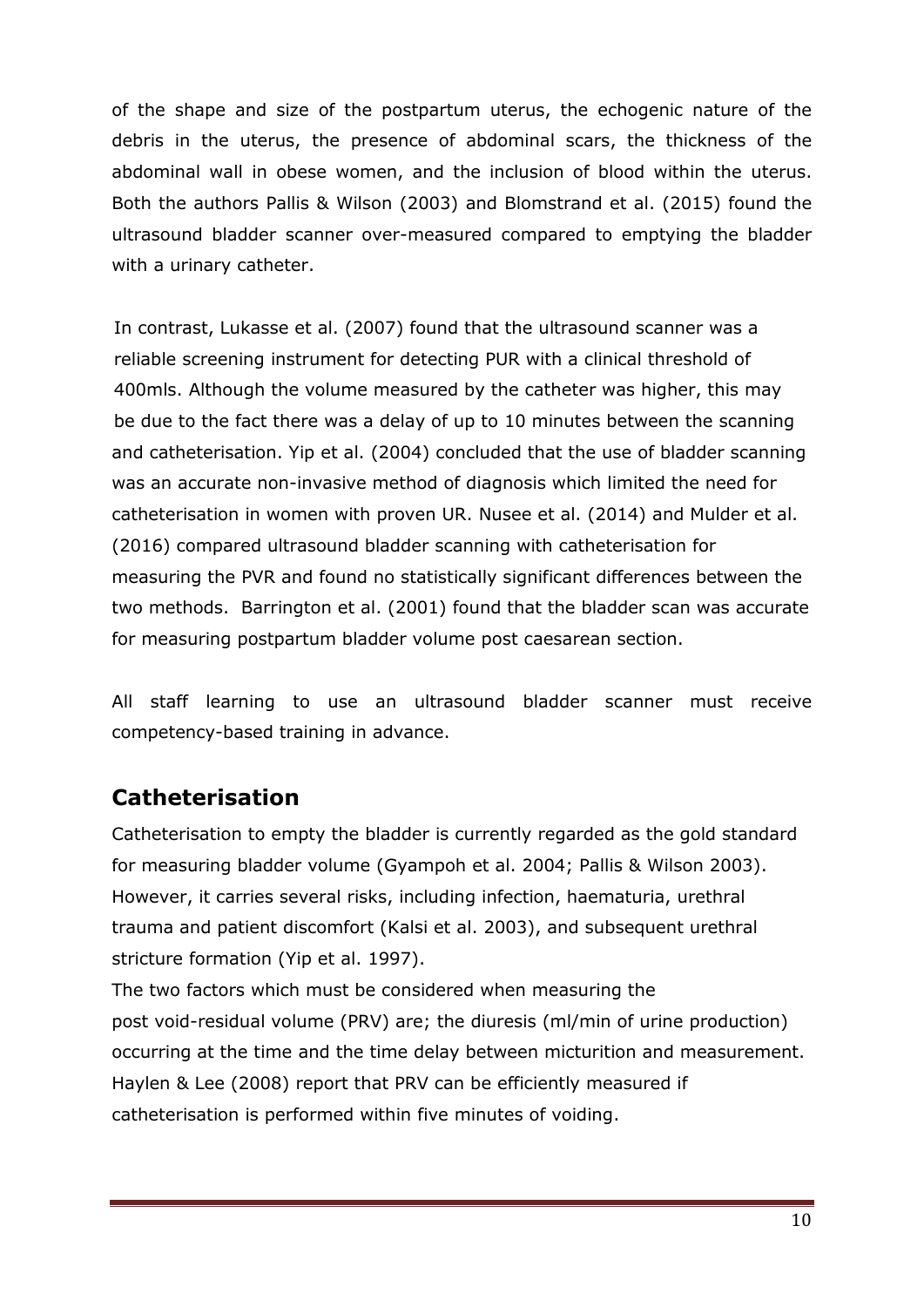of the shape and size of the postpartum uterus, the echogenic nature of the debris in the uterus, the presence of abdominal scars, the thickness of the abdominal wall in obese women, and the inclusion of blood within the uterus. Both the authors Pallis & Wilson (2003) and Blomstrand et al. (2015) found the ultrasound bladder scanner over-measured compared to emptying the bladder with a urinary catheter.

In contrast, Lukasse et al. (2007) found that the ultrasound scanner was a reliable screening instrument for detecting PUR with a clinical threshold of 400mls. Although the volume measured by the catheter was higher, this may be due to the fact there was a delay of up to 10 minutes between the scanning and catheterisation. Yip et al. (2004) concluded that the use of bladder scanning was an accurate non-invasive method of diagnosis which limited the need for catheterisation in women with proven UR. Nusee et al. (2014) and Mulder et al. (2016) compared ultrasound bladder scanning with catheterisation for measuring the PVR and found no statistically significant differences between the two methods. Barrington et al. (2001) found that the bladder scan was accurate for measuring postpartum bladder volume post caesarean section.

All staff learning to use an ultrasound bladder scanner must receive competency-based training in advance.

## Catheterisation

Catheterisation to empty the bladder is currently regarded as the gold standard for measuring bladder volume (Gyampoh et al. 2004; Pallis & Wilson 2003). However, it carries several risks, including infection, haematuria, urethral trauma and patient discomfort (Kalsi et al. 2003), and subsequent urethral stricture formation (Yip et al. 1997).

The two factors which must be considered when measuring the post void-residual volume (PRV) are; the diuresis (ml/min of urine production) occurring at the time and the time delay between micturition and measurement. Haylen & Lee (2008) report that PRV can be efficiently measured if catheterisation is performed within five minutes of voiding.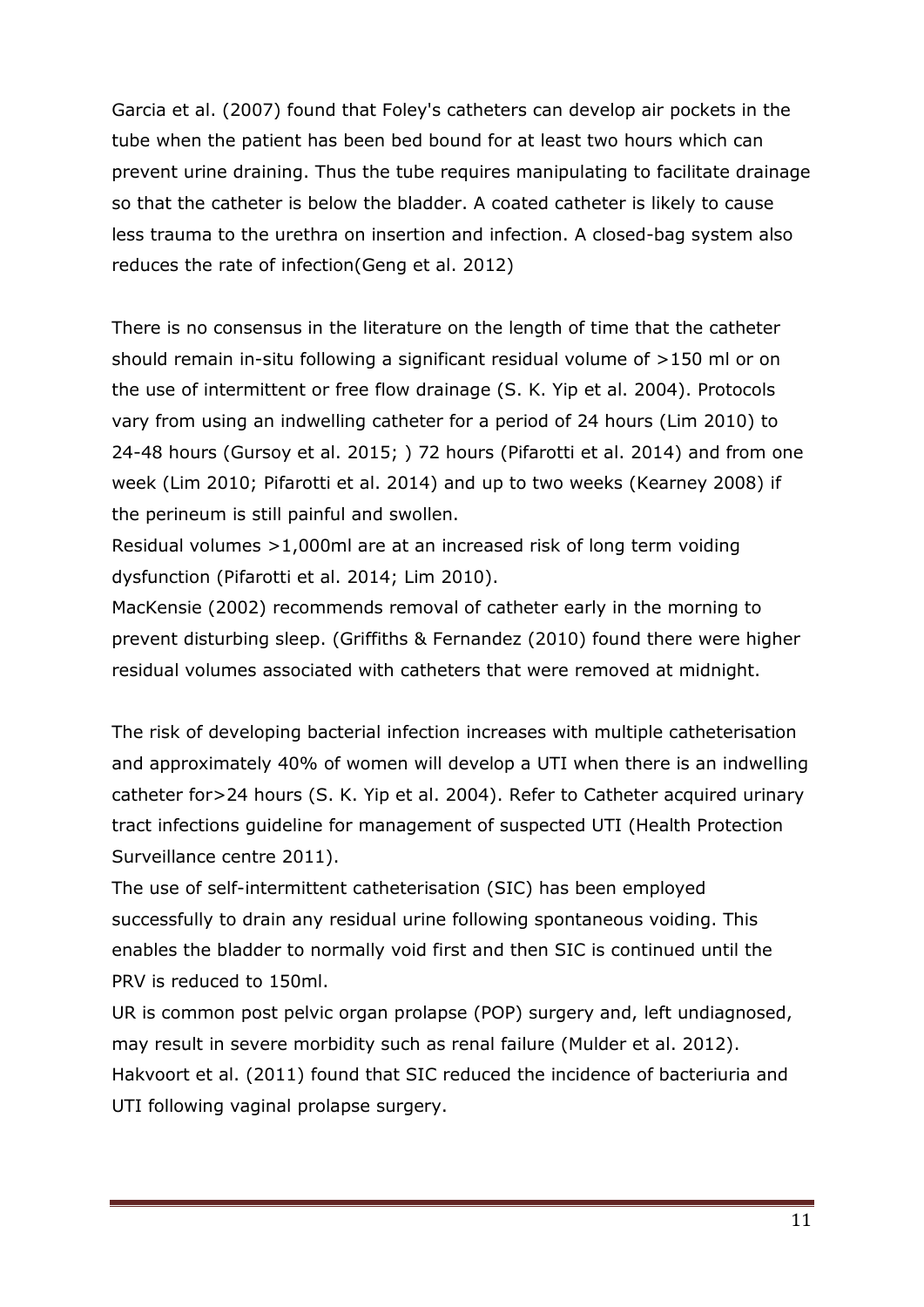Garcia et al. (2007) found that Foley's catheters can develop air pockets in the tube when the patient has been bed bound for at least two hours which can prevent urine draining. Thus the tube requires manipulating to facilitate drainage so that the catheter is below the bladder. A coated catheter is likely to cause less trauma to the urethra on insertion and infection. A closed-bag system also reduces the rate of infection(Geng et al. 2012)

There is no consensus in the literature on the length of time that the catheter should remain in-situ following a significant residual volume of >150 ml or on the use of intermittent or free flow drainage (S. K. Yip et al. 2004). Protocols vary from using an indwelling catheter for a period of 24 hours (Lim 2010) to 24-48 hours (Gursoy et al. 2015; ) 72 hours (Pifarotti et al. 2014) and from one week (Lim 2010; Pifarotti et al. 2014) and up to two weeks (Kearney 2008) if the perineum is still painful and swollen.

Residual volumes >1,000ml are at an increased risk of long term voiding dysfunction (Pifarotti et al. 2014; Lim 2010).

MacKensie (2002) recommends removal of catheter early in the morning to prevent disturbing sleep. (Griffiths & Fernandez (2010) found there were higher residual volumes associated with catheters that were removed at midnight.

The risk of developing bacterial infection increases with multiple catheterisation and approximately 40% of women will develop a UTI when there is an indwelling catheter for>24 hours (S. K. Yip et al. 2004). Refer to Catheter acquired urinary tract infections guideline for management of suspected UTI (Health Protection Surveillance centre 2011).

The use of self-intermittent catheterisation (SIC) has been employed successfully to drain any residual urine following spontaneous voiding. This enables the bladder to normally void first and then SIC is continued until the PRV is reduced to 150ml.

UR is common post pelvic organ prolapse (POP) surgery and, left undiagnosed, may result in severe morbidity such as renal failure (Mulder et al. 2012). Hakvoort et al. (2011) found that SIC reduced the incidence of bacteriuria and UTI following vaginal prolapse surgery.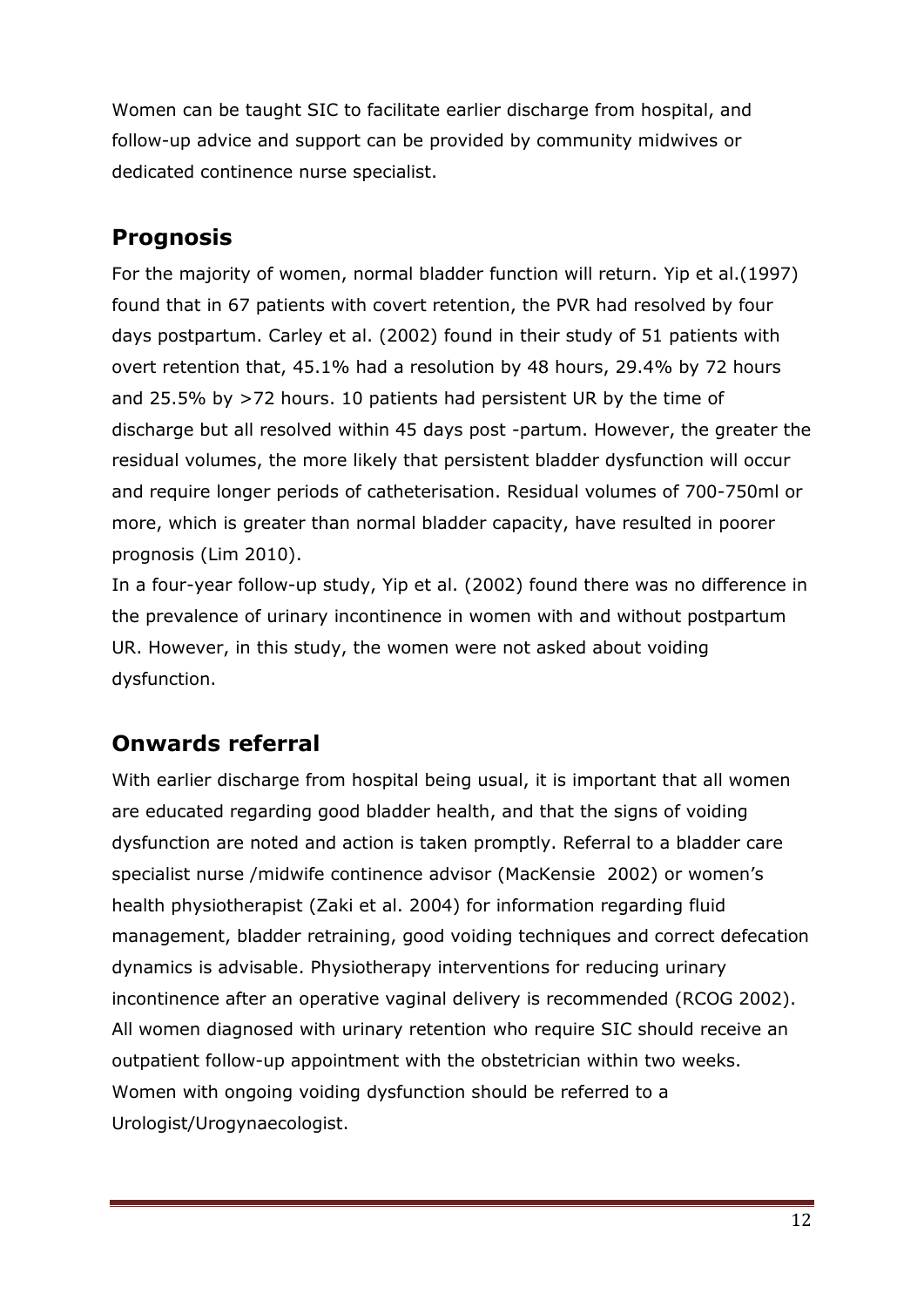Women can be taught SIC to facilitate earlier discharge from hospital, and follow-up advice and support can be provided by community midwives or dedicated continence nurse specialist.

## Prognosis

For the majority of women, normal bladder function will return. Yip et al.(1997) found that in 67 patients with covert retention, the PVR had resolved by four days postpartum. Carley et al. (2002) found in their study of 51 patients with overt retention that, 45.1% had a resolution by 48 hours, 29.4% by 72 hours and 25.5% by >72 hours. 10 patients had persistent UR by the time of discharge but all resolved within 45 days post -partum. However, the greater the residual volumes, the more likely that persistent bladder dysfunction will occur and require longer periods of catheterisation. Residual volumes of 700-750ml or more, which is greater than normal bladder capacity, have resulted in poorer prognosis (Lim 2010).

In a four-year follow-up study, Yip et al. (2002) found there was no difference in the prevalence of urinary incontinence in women with and without postpartum UR. However, in this study, the women were not asked about voiding dysfunction.

## Onwards referral

With earlier discharge from hospital being usual, it is important that all women are educated regarding good bladder health, and that the signs of voiding dysfunction are noted and action is taken promptly. Referral to a bladder care specialist nurse /midwife continence advisor (MacKensie 2002) or women's health physiotherapist (Zaki et al. 2004) for information regarding fluid management, bladder retraining, good voiding techniques and correct defecation dynamics is advisable. Physiotherapy interventions for reducing urinary incontinence after an operative vaginal delivery is recommended (RCOG 2002). All women diagnosed with urinary retention who require SIC should receive an outpatient follow-up appointment with the obstetrician within two weeks. Women with ongoing voiding dysfunction should be referred to a Urologist/Urogynaecologist.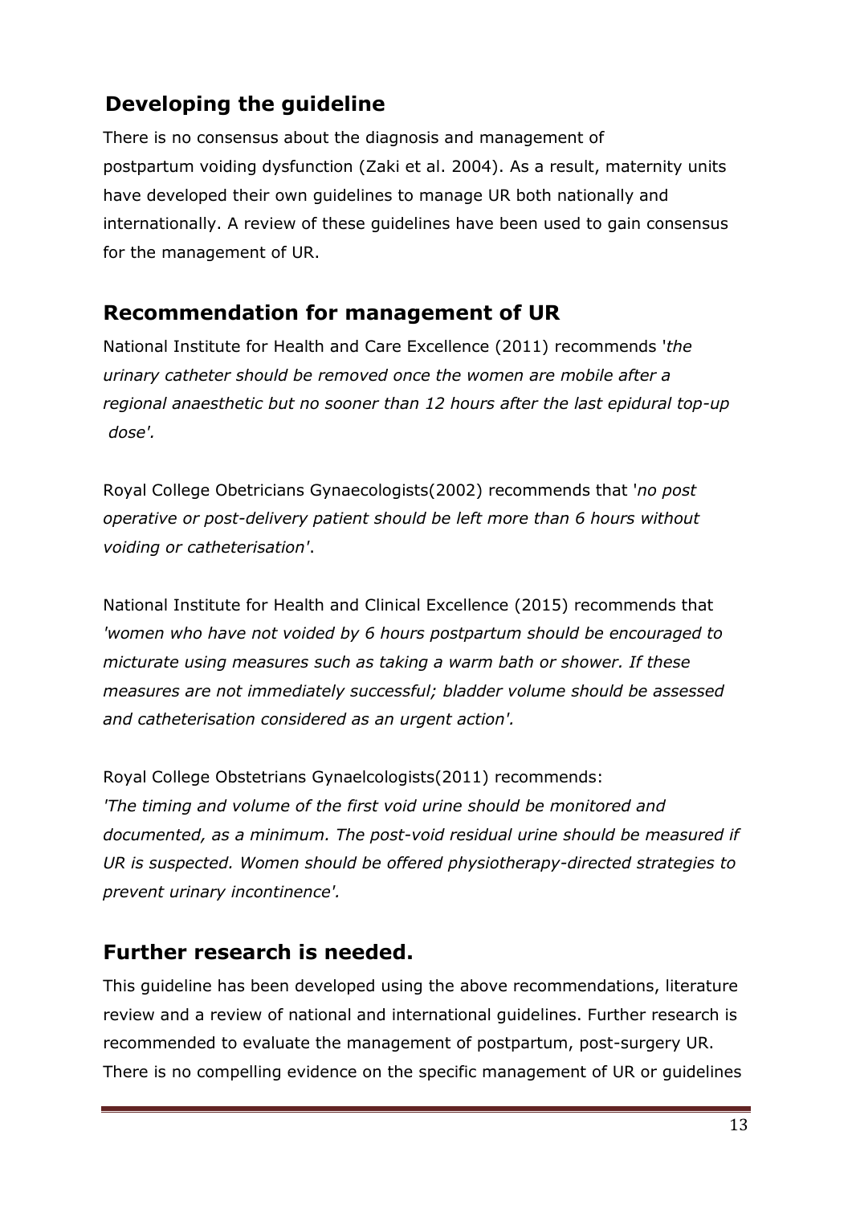## Developing the guideline

There is no consensus about the diagnosis and management of postpartum voiding dysfunction (Zaki et al. 2004). As a result, maternity units have developed their own guidelines to manage UR both nationally and internationally. A review of these guidelines have been used to gain consensus for the management of UR.

## Recommendation for management of UR

National Institute for Health and Care Excellence (2011) recommends '*the urinary catheter should be removed once the women are mobile after a regional anaesthetic but no sooner than 12 hours after the last epidural top-up dose'.*

Royal College Obetricians Gynaecologists(2002) recommends that '*no post operative or post-delivery patient should be left more than 6 hours without voiding or catheterisation'*.

National Institute for Health and Clinical Excellence (2015) recommends that *'women who have not voided by 6 hours postpartum should be encouraged to micturate using measures such as taking a warm bath or shower. If these measures are not immediately successful; bladder volume should be assessed and catheterisation considered as an urgent action'.*

Royal College Obstetrians Gynaelcologists(2011) recommends:
*'The timing and volume of the first void urine should be monitored and documented, as a minimum. The post-void residual urine should be measured if UR is suspected. Women should be offered physiotherapy-directed strategies to prevent urinary incontinence'.*

## Further research is needed.

This guideline has been developed using the above recommendations, literature review and a review of national and international guidelines. Further research is recommended to evaluate the management of postpartum, post-surgery UR. There is no compelling evidence on the specific management of UR or guidelines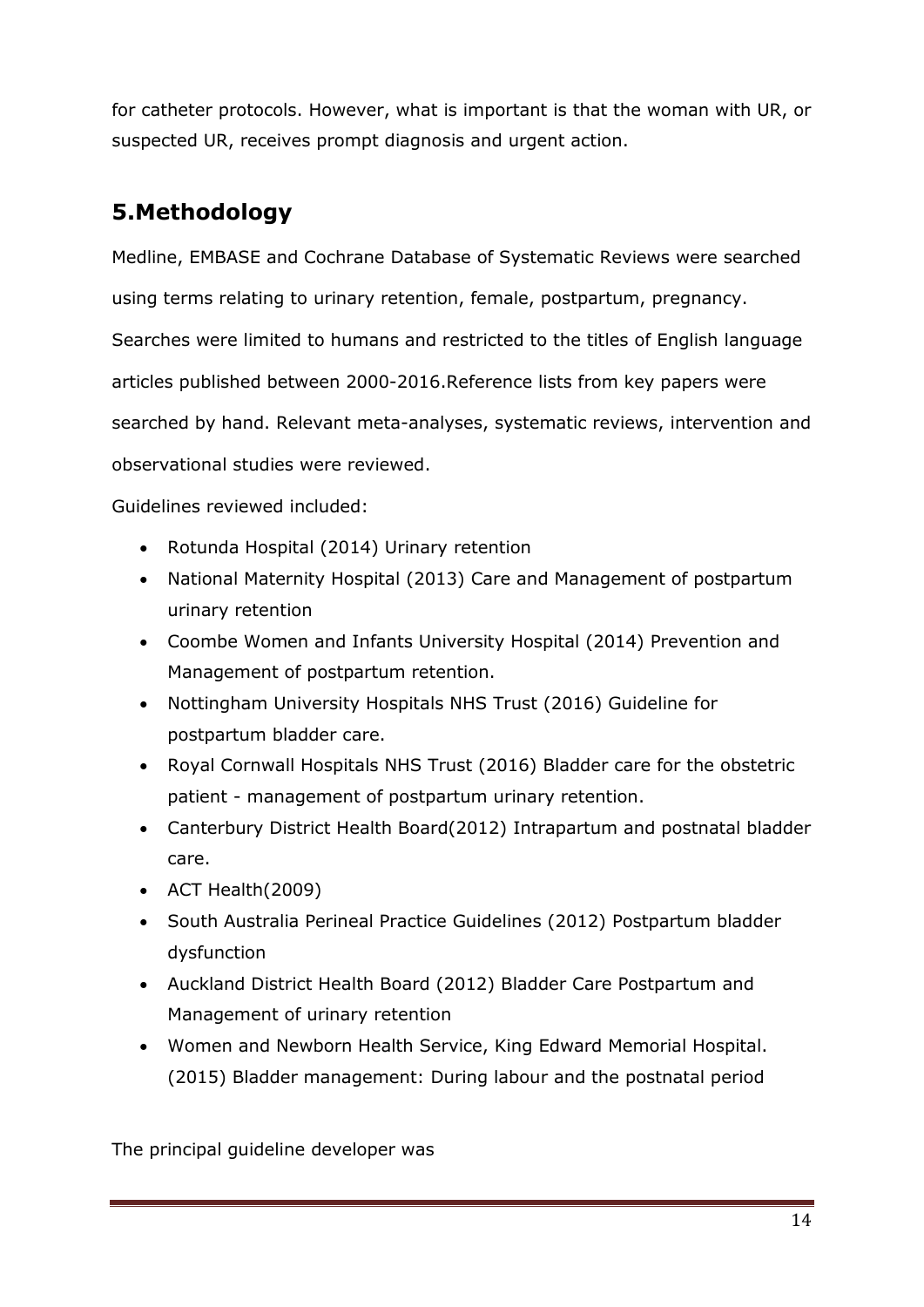for catheter protocols. However, what is important is that the woman with UR, or suspected UR, receives prompt diagnosis and urgent action.

## 5.Methodology

Medline, EMBASE and Cochrane Database of Systematic Reviews were searched using terms relating to urinary retention, female, postpartum, pregnancy. Searches were limited to humans and restricted to the titles of English language articles published between 2000-2016.Reference lists from key papers were searched by hand. Relevant meta-analyses, systematic reviews, intervention and observational studies were reviewed.

Guidelines reviewed included:

- Rotunda Hospital (2014) Urinary retention
- National Maternity Hospital (2013) Care and Management of postpartum urinary retention
- Coombe Women and Infants University Hospital (2014) Prevention and Management of postpartum retention.
- Nottingham University Hospitals NHS Trust (2016) Guideline for postpartum bladder care.
- Royal Cornwall Hospitals NHS Trust (2016) Bladder care for the obstetric patient - management of postpartum urinary retention.
- Canterbury District Health Board(2012) Intrapartum and postnatal bladder care.
- ACT Health(2009)
- South Australia Perineal Practice Guidelines (2012) Postpartum bladder dysfunction
- Auckland District Health Board (2012) Bladder Care Postpartum and Management of urinary retention
- Women and Newborn Health Service, King Edward Memorial Hospital. (2015) Bladder management: During labour and the postnatal period

The principal guideline developer was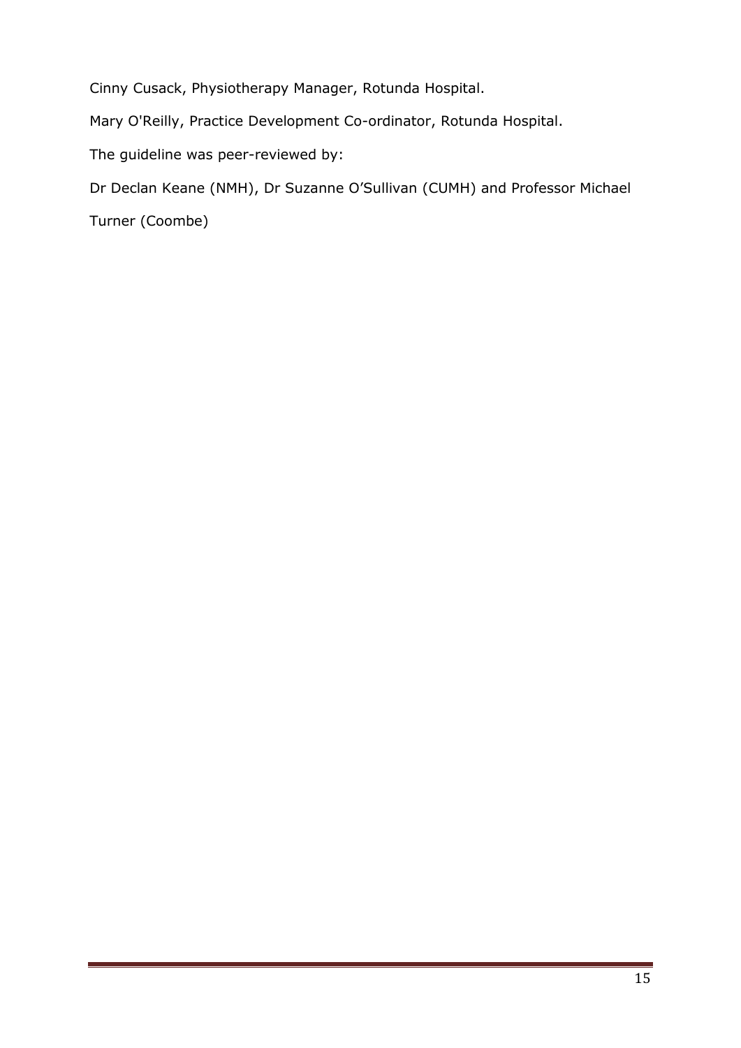Cinny Cusack, Physiotherapy Manager, Rotunda Hospital.

Mary O'Reilly, Practice Development Co-ordinator, Rotunda Hospital.

The guideline was peer-reviewed by:

Dr Declan Keane (NMH), Dr Suzanne O'Sullivan (CUMH) and Professor Michael Turner (Coombe)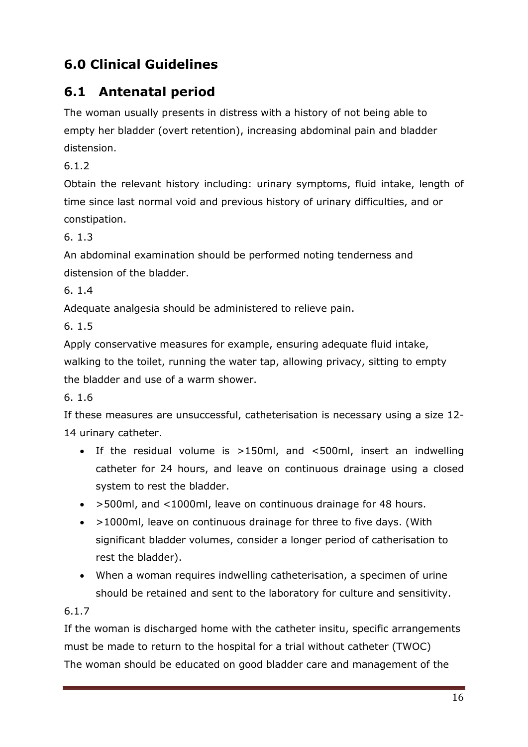# 6.0 Clinical Guidelines

## 6.1 Antenatal period

The woman usually presents in distress with a history of not being able to empty her bladder (overt retention), increasing abdominal pain and bladder distension.

6.1.2

Obtain the relevant history including: urinary symptoms, fluid intake, length of time since last normal void and previous history of urinary difficulties, and or constipation.

6. 1.3

An abdominal examination should be performed noting tenderness and distension of the bladder.

6. 1.4

Adequate analgesia should be administered to relieve pain.

6. 1.5

Apply conservative measures for example, ensuring adequate fluid intake, walking to the toilet, running the water tap, allowing privacy, sitting to empty the bladder and use of a warm shower.

6. 1.6

If these measures are unsuccessful, catheterisation is necessary using a size 12-14 urinary catheter.

- If the residual volume is >150ml, and <500ml, insert an indwelling catheter for 24 hours, and leave on continuous drainage using a closed system to rest the bladder.
- >500ml, and <1000ml, leave on continuous drainage for 48 hours.
- >1000ml, leave on continuous drainage for three to five days. (With significant bladder volumes, consider a longer period of catherisation to rest the bladder).
- When a woman requires indwelling catheterisation, a specimen of urine should be retained and sent to the laboratory for culture and sensitivity.

6.1.7

If the woman is discharged home with the catheter insitu, specific arrangements must be made to return to the hospital for a trial without catheter (TWOC)
The woman should be educated on good bladder care and management of the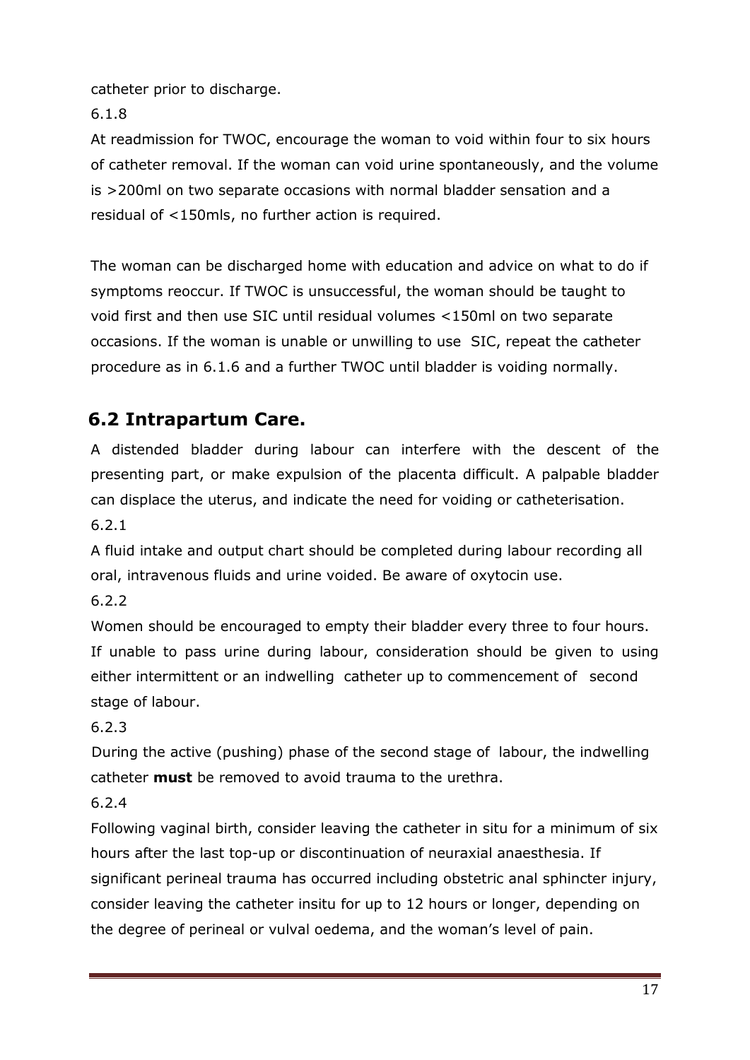catheter prior to discharge.

6.1.8

At readmission for TWOC, encourage the woman to void within four to six hours of catheter removal. If the woman can void urine spontaneously, and the volume is >200ml on two separate occasions with normal bladder sensation and a residual of <150mls, no further action is required.

The woman can be discharged home with education and advice on what to do if symptoms reoccur. If TWOC is unsuccessful, the woman should be taught to void first and then use SIC until residual volumes <150ml on two separate occasions. If the woman is unable or unwilling to use SIC, repeat the catheter procedure as in 6.1.6 and a further TWOC until bladder is voiding normally.

## 6.2 Intrapartum Care.

A distended bladder during labour can interfere with the descent of the presenting part, or make expulsion of the placenta difficult. A palpable bladder can displace the uterus, and indicate the need for voiding or catheterisation.

6.2.1

A fluid intake and output chart should be completed during labour recording all oral, intravenous fluids and urine voided. Be aware of oxytocin use.

6.2.2

Women should be encouraged to empty their bladder every three to four hours. If unable to pass urine during labour, consideration should be given to using either intermittent or an indwelling catheter up to commencement of second stage of labour.

6.2.3

During the active (pushing) phase of the second stage of labour, the indwelling catheter **must** be removed to avoid trauma to the urethra.

6.2.4

Following vaginal birth, consider leaving the catheter in situ for a minimum of six hours after the last top-up or discontinuation of neuraxial anaesthesia. If significant perineal trauma has occurred including obstetric anal sphincter injury, consider leaving the catheter insitu for up to 12 hours or longer, depending on the degree of perineal or vulval oedema, and the woman's level of pain.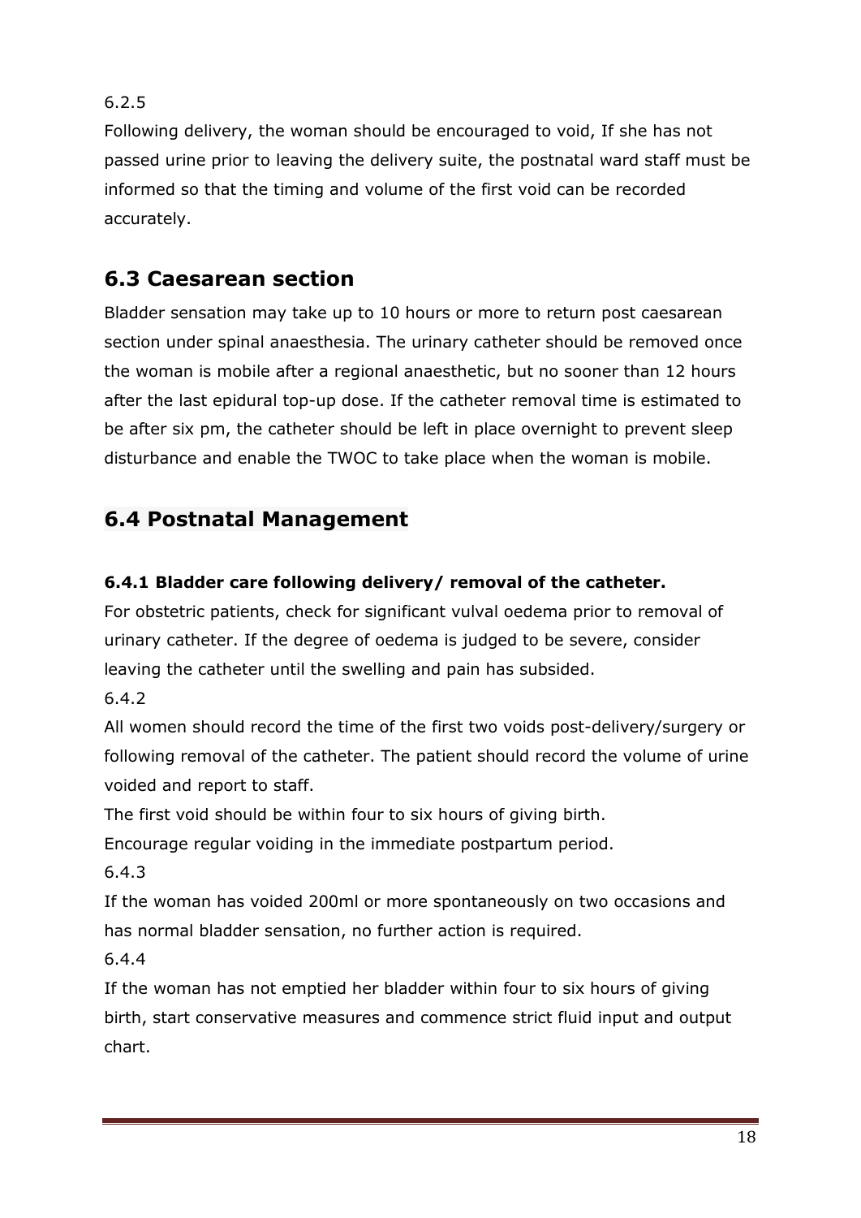6.2.5

Following delivery, the woman should be encouraged to void, If she has not passed urine prior to leaving the delivery suite, the postnatal ward staff must be informed so that the timing and volume of the first void can be recorded accurately.

## 6.3 Caesarean section

Bladder sensation may take up to 10 hours or more to return post caesarean section under spinal anaesthesia. The urinary catheter should be removed once the woman is mobile after a regional anaesthetic, but no sooner than 12 hours after the last epidural top-up dose. If the catheter removal time is estimated to be after six pm, the catheter should be left in place overnight to prevent sleep disturbance and enable the TWOC to take place when the woman is mobile.

## 6.4 Postnatal Management

**6.4.1 Bladder care following delivery/ removal of the catheter.**

For obstetric patients, check for significant vulval oedema prior to removal of urinary catheter. If the degree of oedema is judged to be severe, consider leaving the catheter until the swelling and pain has subsided.

6.4.2

All women should record the time of the first two voids post-delivery/surgery or following removal of the catheter. The patient should record the volume of urine voided and report to staff.

The first void should be within four to six hours of giving birth.

Encourage regular voiding in the immediate postpartum period.

6.4.3

If the woman has voided 200ml or more spontaneously on two occasions and has normal bladder sensation, no further action is required.

6.4.4

If the woman has not emptied her bladder within four to six hours of giving birth, start conservative measures and commence strict fluid input and output chart.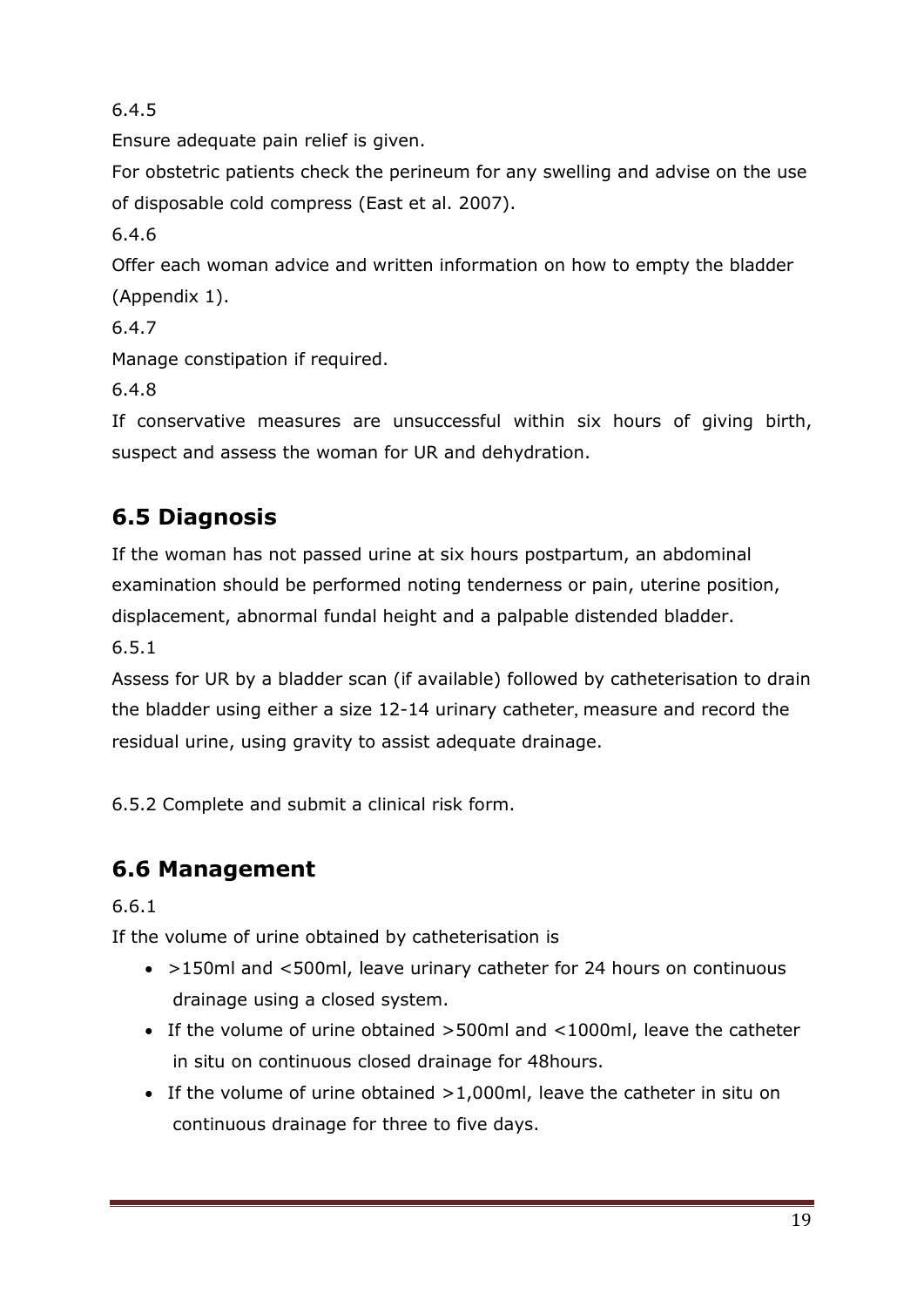6.4.5

Ensure adequate pain relief is given.

For obstetric patients check the perineum for any swelling and advise on the use of disposable cold compress (East et al. 2007).

6.4.6

Offer each woman advice and written information on how to empty the bladder (Appendix 1).

6.4.7

Manage constipation if required.

6.4.8

If conservative measures are unsuccessful within six hours of giving birth, suspect and assess the woman for UR and dehydration.

## 6.5 Diagnosis

If the woman has not passed urine at six hours postpartum, an abdominal examination should be performed noting tenderness or pain, uterine position, displacement, abnormal fundal height and a palpable distended bladder.

6.5.1

Assess for UR by a bladder scan (if available) followed by catheterisation to drain the bladder using either a size 12-14 urinary catheter, measure and record the residual urine, using gravity to assist adequate drainage.

6.5.2 Complete and submit a clinical risk form.

## 6.6 Management

6.6.1

If the volume of urine obtained by catheterisation is

- >150ml and <500ml, leave urinary catheter for 24 hours on continuous drainage using a closed system.
- If the volume of urine obtained >500ml and <1000ml, leave the catheter in situ on continuous closed drainage for 48hours.
- If the volume of urine obtained >1,000ml, leave the catheter in situ on continuous drainage for three to five days.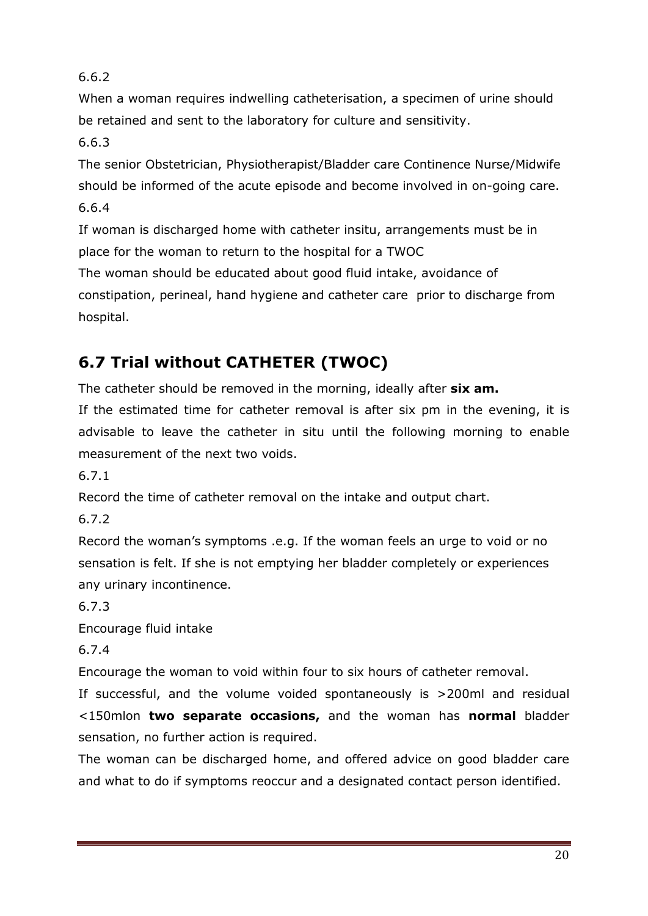6.6.2

When a woman requires indwelling catheterisation, a specimen of urine should be retained and sent to the laboratory for culture and sensitivity.

6.6.3

The senior Obstetrician, Physiotherapist/Bladder care Continence Nurse/Midwife should be informed of the acute episode and become involved in on-going care.

6.6.4

If woman is discharged home with catheter insitu, arrangements must be in place for the woman to return to the hospital for a TWOC

The woman should be educated about good fluid intake, avoidance of constipation, perineal, hand hygiene and catheter care prior to discharge from hospital.

## 6.7 Trial without CATHETER (TWOC)

The catheter should be removed in the morning, ideally after **six am.**

If the estimated time for catheter removal is after six pm in the evening, it is advisable to leave the catheter in situ until the following morning to enable measurement of the next two voids.

6.7.1

Record the time of catheter removal on the intake and output chart.

6.7.2

Record the woman's symptoms .e.g. If the woman feels an urge to void or no sensation is felt. If she is not emptying her bladder completely or experiences any urinary incontinence.

6.7.3

Encourage fluid intake

6.7.4

Encourage the woman to void within four to six hours of catheter removal.

If successful, and the volume voided spontaneously is >200ml and residual <150mlon **two separate occasions,** and the woman has **normal** bladder sensation, no further action is required.

The woman can be discharged home, and offered advice on good bladder care and what to do if symptoms reoccur and a designated contact person identified.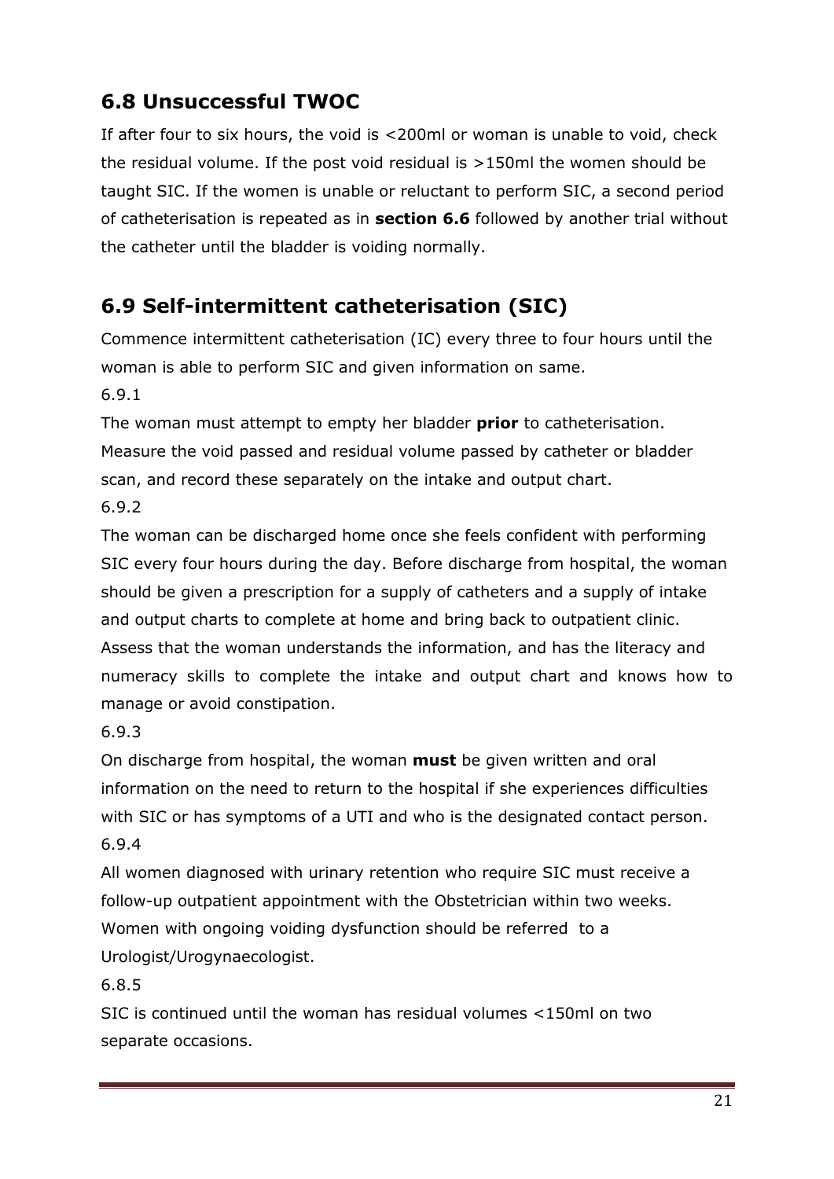## 6.8 Unsuccessful TWOC

If after four to six hours, the void is <200ml or woman is unable to void, check the residual volume. If the post void residual is >150ml the women should be taught SIC. If the women is unable or reluctant to perform SIC, a second period of catheterisation is repeated as in **section 6.6** followed by another trial without the catheter until the bladder is voiding normally.

## 6.9 Self-intermittent catheterisation (SIC)

Commence intermittent catheterisation (IC) every three to four hours until the woman is able to perform SIC and given information on same.

6.9.1

The woman must attempt to empty her bladder **prior** to catheterisation. Measure the void passed and residual volume passed by catheter or bladder scan, and record these separately on the intake and output chart.

6.9.2

The woman can be discharged home once she feels confident with performing SIC every four hours during the day. Before discharge from hospital, the woman should be given a prescription for a supply of catheters and a supply of intake and output charts to complete at home and bring back to outpatient clinic. Assess that the woman understands the information, and has the literacy and numeracy skills to complete the intake and output chart and knows how to manage or avoid constipation.

6.9.3

On discharge from hospital, the woman **must** be given written and oral information on the need to return to the hospital if she experiences difficulties with SIC or has symptoms of a UTI and who is the designated contact person.

6.9.4

All women diagnosed with urinary retention who require SIC must receive a follow-up outpatient appointment with the Obstetrician within two weeks. Women with ongoing voiding dysfunction should be referred to a Urologist/Urogynaecologist.

6.8.5

SIC is continued until the woman has residual volumes <150ml on two separate occasions.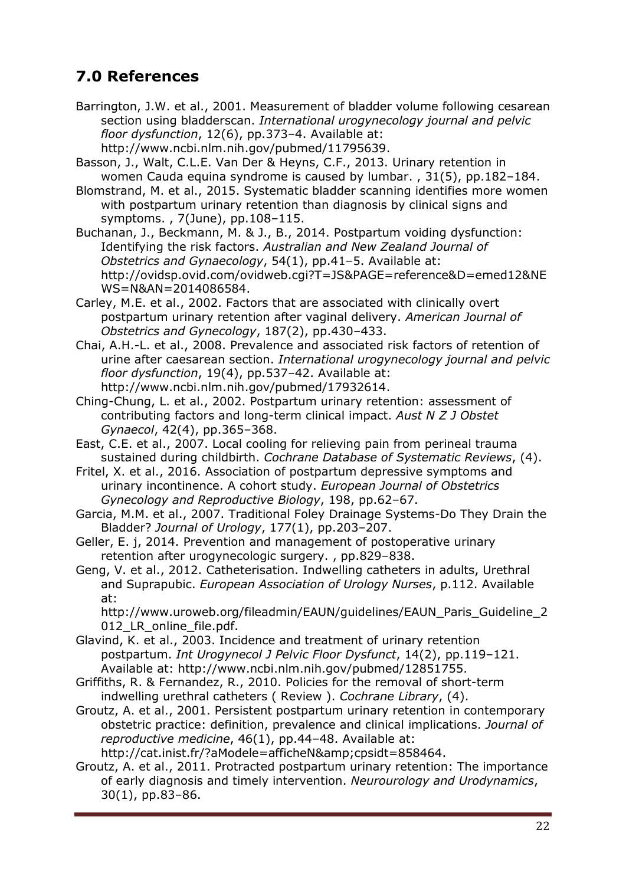## 7.0 References

Barrington, J.W. et al., 2001. Measurement of bladder volume following cesarean section using bladderscan. *International urogynecology journal and pelvic floor dysfunction*, 12(6), pp.373–4. Available at: http://www.ncbi.nlm.nih.gov/pubmed/11795639.

Basson, J., Walt, C.L.E. Van Der & Heyns, C.F., 2013. Urinary retention in women Cauda equina syndrome is caused by lumbar. , 31(5), pp.182–184.

Blomstrand, M. et al., 2015. Systematic bladder scanning identifies more women with postpartum urinary retention than diagnosis by clinical signs and symptoms. , 7(June), pp.108–115.

Buchanan, J., Beckmann, M. & J., B., 2014. Postpartum voiding dysfunction: Identifying the risk factors. *Australian and New Zealand Journal of Obstetrics and Gynaecology*, 54(1), pp.41–5. Available at: http://ovidsp.ovid.com/ovidweb.cgi?T=JS&PAGE=reference&D=emed12&NEWS=N&AN=2014086584.

Carley, M.E. et al., 2002. Factors that are associated with clinically overt postpartum urinary retention after vaginal delivery. *American Journal of Obstetrics and Gynecology*, 187(2), pp.430–433.

Chai, A.H.-L. et al., 2008. Prevalence and associated risk factors of retention of urine after caesarean section. *International urogynecology journal and pelvic floor dysfunction*, 19(4), pp.537–42. Available at: http://www.ncbi.nlm.nih.gov/pubmed/17932614.

Ching-Chung, L. et al., 2002. Postpartum urinary retention: assessment of contributing factors and long-term clinical impact. *Aust N Z J Obstet Gynaecol*, 42(4), pp.365–368.

East, C.E. et al., 2007. Local cooling for relieving pain from perineal trauma sustained during childbirth. *Cochrane Database of Systematic Reviews*, (4).

Fritel, X. et al., 2016. Association of postpartum depressive symptoms and urinary incontinence. A cohort study. *European Journal of Obstetrics Gynecology and Reproductive Biology*, 198, pp.62–67.

Garcia, M.M. et al., 2007. Traditional Foley Drainage Systems-Do They Drain the Bladder? *Journal of Urology*, 177(1), pp.203–207.

Geller, E. j, 2014. Prevention and management of postoperative urinary retention after urogynecologic surgery. , pp.829–838.

Geng, V. et al., 2012. Catheterisation. Indwelling catheters in adults, Urethral and Suprapubic. *European Association of Urology Nurses*, p.112. Available at: http://www.uroweb.org/fileadmin/EAUN/guidelines/EAUN_Paris_Guideline_2012_LR_online_file.pdf.

Glavind, K. et al., 2003. Incidence and treatment of urinary retention postpartum. *Int Urogynecol J Pelvic Floor Dysfunct*, 14(2), pp.119–121. Available at: http://www.ncbi.nlm.nih.gov/pubmed/12851755.

Griffiths, R. & Fernandez, R., 2010. Policies for the removal of short-term indwelling urethral catheters ( Review ). *Cochrane Library*, (4).

Groutz, A. et al., 2001. Persistent postpartum urinary retention in contemporary obstetric practice: definition, prevalence and clinical implications. *Journal of reproductive medicine*, 46(1), pp.44–48. Available at: http://cat.inist.fr/?aModele=afficheN&amp;cpsidt=858464.

Groutz, A. et al., 2011. Protracted postpartum urinary retention: The importance of early diagnosis and timely intervention. *Neurourology and Urodynamics*, 30(1), pp.83–86.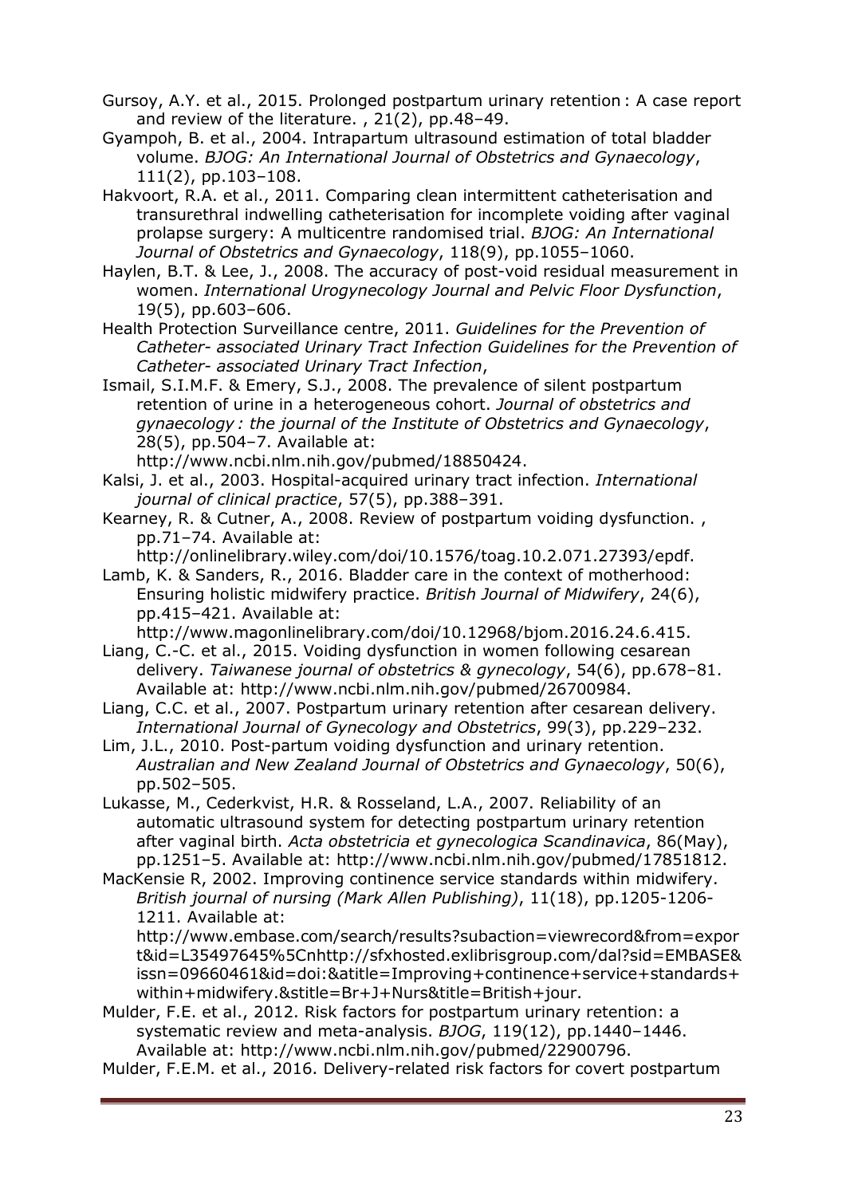Gursoy, A.Y. et al., 2015. Prolonged postpartum urinary retention : A case report and review of the literature. , 21(2), pp.48–49.

Gyampoh, B. et al., 2004. Intrapartum ultrasound estimation of total bladder volume. *BJOG: An International Journal of Obstetrics and Gynaecology*, 111(2), pp.103–108.

Hakvoort, R.A. et al., 2011. Comparing clean intermittent catheterisation and transurethral indwelling catheterisation for incomplete voiding after vaginal prolapse surgery: A multicentre randomised trial. *BJOG: An International Journal of Obstetrics and Gynaecology*, 118(9), pp.1055–1060.

Haylen, B.T. & Lee, J., 2008. The accuracy of post-void residual measurement in women. *International Urogynecology Journal and Pelvic Floor Dysfunction*, 19(5), pp.603–606.

Health Protection Surveillance centre, 2011. *Guidelines for the Prevention of Catheter- associated Urinary Tract Infection Guidelines for the Prevention of Catheter- associated Urinary Tract Infection*,

Ismail, S.I.M.F. & Emery, S.J., 2008. The prevalence of silent postpartum retention of urine in a heterogeneous cohort. *Journal of obstetrics and gynaecology : the journal of the Institute of Obstetrics and Gynaecology*, 28(5), pp.504–7. Available at: http://www.ncbi.nlm.nih.gov/pubmed/18850424.

Kalsi, J. et al., 2003. Hospital-acquired urinary tract infection. *International journal of clinical practice*, 57(5), pp.388–391.

Kearney, R. & Cutner, A., 2008. Review of postpartum voiding dysfunction. , pp.71–74. Available at: http://onlinelibrary.wiley.com/doi/10.1576/toag.10.2.071.27393/epdf.

Lamb, K. & Sanders, R., 2016. Bladder care in the context of motherhood: Ensuring holistic midwifery practice. *British Journal of Midwifery*, 24(6), pp.415–421. Available at: http://www.magonlinelibrary.com/doi/10.12968/bjom.2016.24.6.415.

Liang, C.-C. et al., 2015. Voiding dysfunction in women following cesarean delivery. *Taiwanese journal of obstetrics & gynecology*, 54(6), pp.678–81. Available at: http://www.ncbi.nlm.nih.gov/pubmed/26700984.

Liang, C.C. et al., 2007. Postpartum urinary retention after cesarean delivery. *International Journal of Gynecology and Obstetrics*, 99(3), pp.229–232.

Lim, J.L., 2010. Post-partum voiding dysfunction and urinary retention. *Australian and New Zealand Journal of Obstetrics and Gynaecology*, 50(6), pp.502–505.

Lukasse, M., Cederkvist, H.R. & Rosseland, L.A., 2007. Reliability of an automatic ultrasound system for detecting postpartum urinary retention after vaginal birth. *Acta obstetricia et gynecologica Scandinavica*, 86(May), pp.1251–5. Available at: http://www.ncbi.nlm.nih.gov/pubmed/17851812.

MacKensie R, 2002. Improving continence service standards within midwifery. *British journal of nursing (Mark Allen Publishing)*, 11(18), pp.1205-1206-1211. Available at: http://www.embase.com/search/results?subaction=viewrecord&from=export&id=L35497645%5Cnhttp://sfxhosted.exlibrisgroup.com/dal?sid=EMBASE&issn=09660461&id=doi:&atitle=Improving+continence+service+standards+within+midwifery.&stitle=Br+J+Nurs&title=British+jour.

Mulder, F.E. et al., 2012. Risk factors for postpartum urinary retention: a systematic review and meta-analysis. *BJOG*, 119(12), pp.1440–1446. Available at: http://www.ncbi.nlm.nih.gov/pubmed/22900796.

Mulder, F.E.M. et al., 2016. Delivery-related risk factors for covert postpartum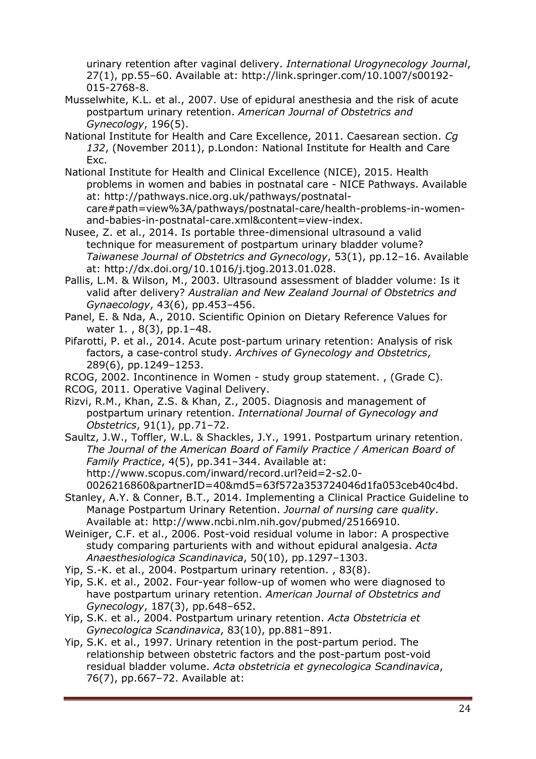urinary retention after vaginal delivery. *International Urogynecology Journal*, 27(1), pp.55–60. Available at: http://link.springer.com/10.1007/s00192-015-2768-8.

Musselwhite, K.L. et al., 2007. Use of epidural anesthesia and the risk of acute postpartum urinary retention. *American Journal of Obstetrics and Gynecology*, 196(5).

National Institute for Health and Care Excellence, 2011. Caesarean section. *Cg 132*, (November 2011), p.London: National Institute for Health and Care Exc.

National Institute for Health and Clinical Excellence (NICE), 2015. Health problems in women and babies in postnatal care - NICE Pathways. Available at: http://pathways.nice.org.uk/pathways/postnatal-care#path=view%3A/pathways/postnatal-care/health-problems-in-women-and-babies-in-postnatal-care.xml&content=view-index.

Nusee, Z. et al., 2014. Is portable three-dimensional ultrasound a valid technique for measurement of postpartum urinary bladder volume? *Taiwanese Journal of Obstetrics and Gynecology*, 53(1), pp.12–16. Available at: http://dx.doi.org/10.1016/j.tjog.2013.01.028.

Pallis, L.M. & Wilson, M., 2003. Ultrasound assessment of bladder volume: Is it valid after delivery? *Australian and New Zealand Journal of Obstetrics and Gynaecology*, 43(6), pp.453–456.

Panel, E. & Nda, A., 2010. Scientific Opinion on Dietary Reference Values for water 1. , 8(3), pp.1–48.

Pifarotti, P. et al., 2014. Acute post-partum urinary retention: Analysis of risk factors, a case-control study. *Archives of Gynecology and Obstetrics*, 289(6), pp.1249–1253.

RCOG, 2002. Incontinence in Women - study group statement. , (Grade C).

RCOG, 2011. Operative Vaginal Delivery.

Rizvi, R.M., Khan, Z.S. & Khan, Z., 2005. Diagnosis and management of postpartum urinary retention. *International Journal of Gynecology and Obstetrics*, 91(1), pp.71–72.

Saultz, J.W., Toffler, W.L. & Shackles, J.Y., 1991. Postpartum urinary retention. *The Journal of the American Board of Family Practice / American Board of Family Practice*, 4(5), pp.341–344. Available at: http://www.scopus.com/inward/record.url?eid=2-s2.0-0026216860&partnerID=40&md5=63f572a353724046d1fa053ceb40c4bd.

Stanley, A.Y. & Conner, B.T., 2014. Implementing a Clinical Practice Guideline to Manage Postpartum Urinary Retention. *Journal of nursing care quality*. Available at: http://www.ncbi.nlm.nih.gov/pubmed/25166910.

Weiniger, C.F. et al., 2006. Post-void residual volume in labor: A prospective study comparing parturients with and without epidural analgesia. *Acta Anaesthesiologica Scandinavica*, 50(10), pp.1297–1303.

Yip, S.-K. et al., 2004. Postpartum urinary retention. , 83(8).

Yip, S.K. et al., 2002. Four-year follow-up of women who were diagnosed to have postpartum urinary retention. *American Journal of Obstetrics and Gynecology*, 187(3), pp.648–652.

Yip, S.K. et al., 2004. Postpartum urinary retention. *Acta Obstetricia et Gynecologica Scandinavica*, 83(10), pp.881–891.

Yip, S.K. et al., 1997. Urinary retention in the post-partum period. The relationship between obstetric factors and the post-partum post-void residual bladder volume. *Acta obstetricia et gynecologica Scandinavica*, 76(7), pp.667–72. Available at: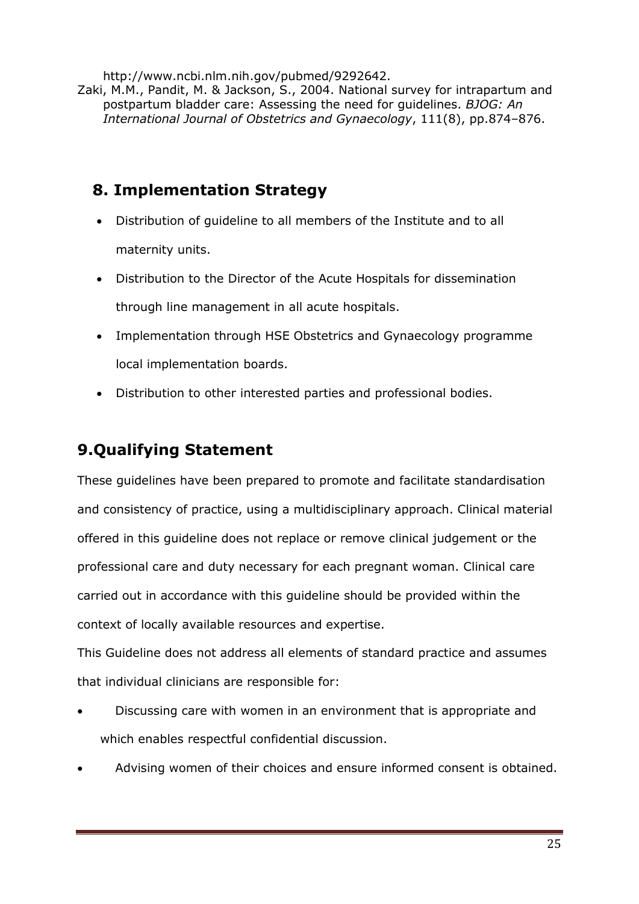http://www.ncbi.nlm.nih.gov/pubmed/9292642.

Zaki, M.M., Pandit, M. & Jackson, S., 2004. National survey for intrapartum and postpartum bladder care: Assessing the need for guidelines. *BJOG: An International Journal of Obstetrics and Gynaecology*, 111(8), pp.874–876.

## 8. Implementation Strategy

- Distribution of guideline to all members of the Institute and to all maternity units.
- Distribution to the Director of the Acute Hospitals for dissemination through line management in all acute hospitals.
- Implementation through HSE Obstetrics and Gynaecology programme local implementation boards.
- Distribution to other interested parties and professional bodies.

## 9.Qualifying Statement

These guidelines have been prepared to promote and facilitate standardisation and consistency of practice, using a multidisciplinary approach. Clinical material offered in this guideline does not replace or remove clinical judgement or the professional care and duty necessary for each pregnant woman. Clinical care carried out in accordance with this guideline should be provided within the context of locally available resources and expertise.

This Guideline does not address all elements of standard practice and assumes that individual clinicians are responsible for:

- Discussing care with women in an environment that is appropriate and which enables respectful confidential discussion.
- Advising women of their choices and ensure informed consent is obtained.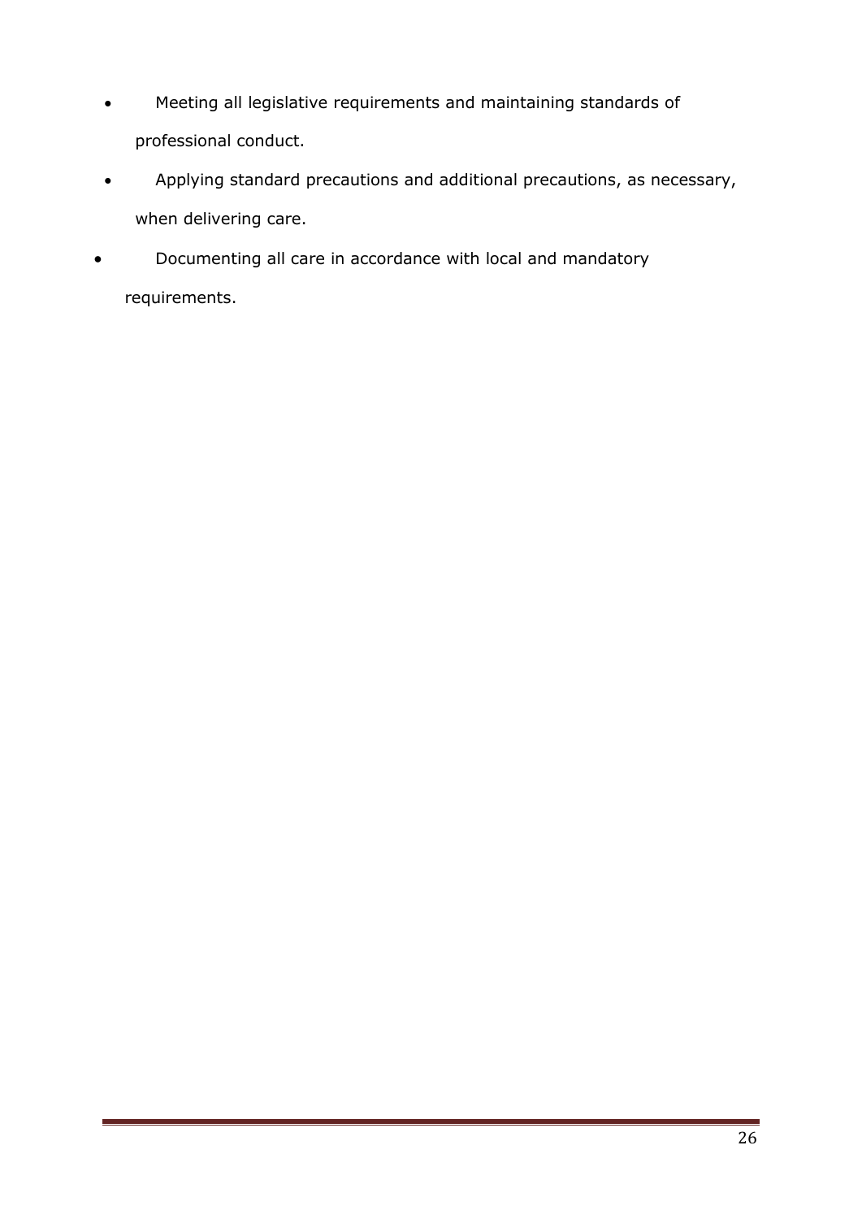- Meeting all legislative requirements and maintaining standards of professional conduct.
- Applying standard precautions and additional precautions, as necessary, when delivering care.
- Documenting all care in accordance with local and mandatory requirements.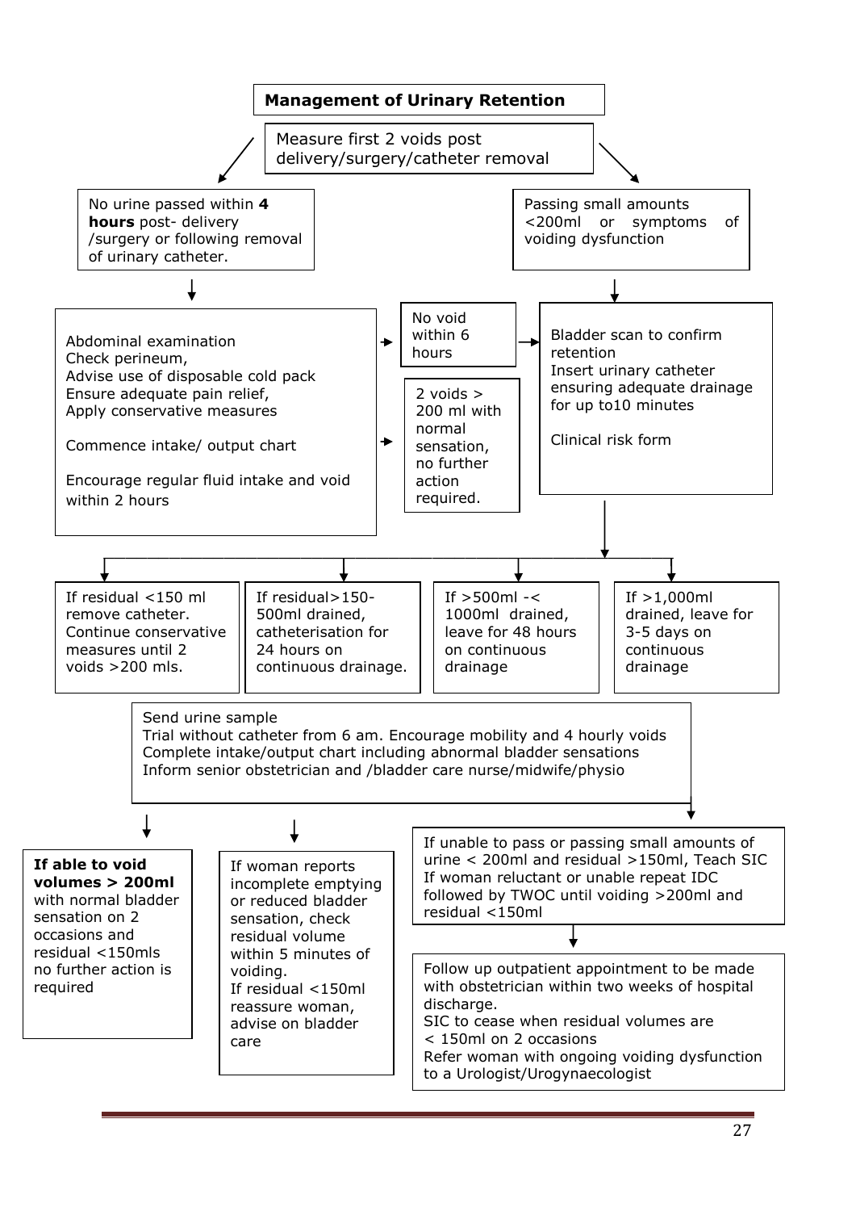# Management of Urinary Retention

Measure first 2 voids post delivery/surgery/catheter removal

No urine passed within **4 hours** post- delivery /surgery or following removal of urinary catheter.

Passing small amounts <200ml or symptoms of voiding dysfunction

Abdominal examination
Check perineum,
Advise use of disposable cold pack
Ensure adequate pain relief,
Apply conservative measures

Commence intake/ output chart

Encourage regular fluid intake and void within 2 hours

No void within 6 hours

2 voids > 200 ml with normal sensation, no further action required.

Bladder scan to confirm retention
Insert urinary catheter ensuring adequate drainage for up to10 minutes

Clinical risk form

If residual <150 ml remove catheter. Continue conservative measures until 2 voids >200 mls.

If residual>150-500ml drained, catheterisation for 24 hours on continuous drainage.

If >500ml -< 1000ml drained, leave for 48 hours on continuous drainage

If >1,000ml drained, leave for 3-5 days on continuous drainage

Send urine sample
Trial without catheter from 6 am. Encourage mobility and 4 hourly voids
Complete intake/output chart including abnormal bladder sensations
Inform senior obstetrician and /bladder care nurse/midwife/physio

**If able to void volumes > 200ml** with normal bladder sensation on 2 occasions and residual <150mls no further action is required

If woman reports incomplete emptying or reduced bladder sensation, check residual volume within 5 minutes of voiding.
If residual <150ml reassure woman, advise on bladder care

If unable to pass or passing small amounts of urine < 200ml and residual >150ml, Teach SIC
If woman reluctant or unable repeat IDC followed by TWOC until voiding >200ml and residual <150ml

Follow up outpatient appointment to be made with obstetrician within two weeks of hospital discharge.
SIC to cease when residual volumes are < 150ml on 2 occasions
Refer woman with ongoing voiding dysfunction to a Urologist/Urogynaecologist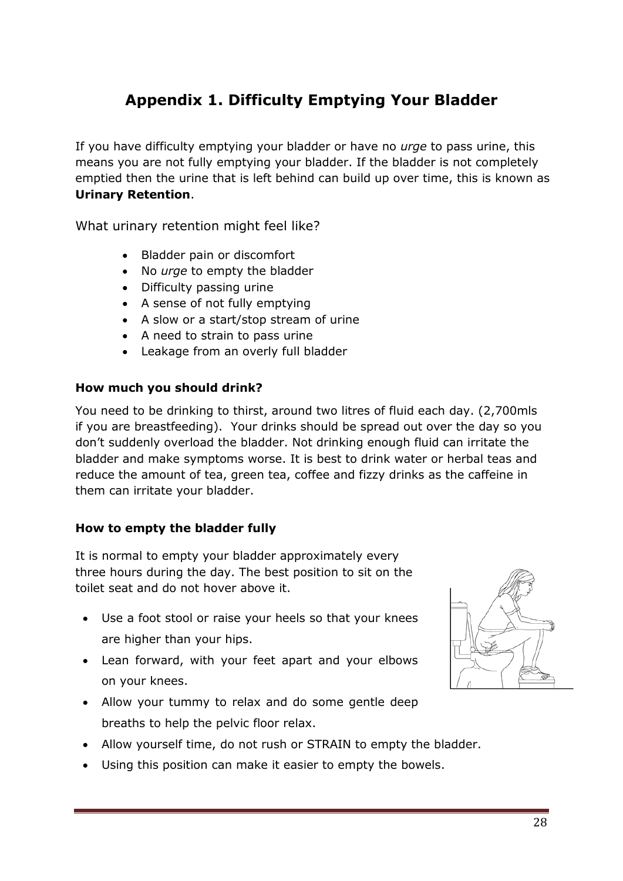# Appendix 1. Difficulty Emptying Your Bladder

If you have difficulty emptying your bladder or have no *urge* to pass urine, this means you are not fully emptying your bladder. If the bladder is not completely emptied then the urine that is left behind can build up over time, this is known as **Urinary Retention**.

What urinary retention might feel like?

- Bladder pain or discomfort
- No *urge* to empty the bladder
- Difficulty passing urine
- A sense of not fully emptying
- A slow or a start/stop stream of urine
- A need to strain to pass urine
- Leakage from an overly full bladder

**How much you should drink?**

You need to be drinking to thirst, around two litres of fluid each day. (2,700mls if you are breastfeeding). Your drinks should be spread out over the day so you don't suddenly overload the bladder. Not drinking enough fluid can irritate the bladder and make symptoms worse. It is best to drink water or herbal teas and reduce the amount of tea, green tea, coffee and fizzy drinks as the caffeine in them can irritate your bladder.

**How to empty the bladder fully**

It is normal to empty your bladder approximately every three hours during the day. The best position to sit on the toilet seat and do not hover above it.

- Use a foot stool or raise your heels so that your knees are higher than your hips.
- Lean forward, with your feet apart and your elbows on your knees.
- Allow your tummy to relax and do some gentle deep breaths to help the pelvic floor relax.
- Allow yourself time, do not rush or STRAIN to empty the bladder.
- Using this position can make it easier to empty the bowels.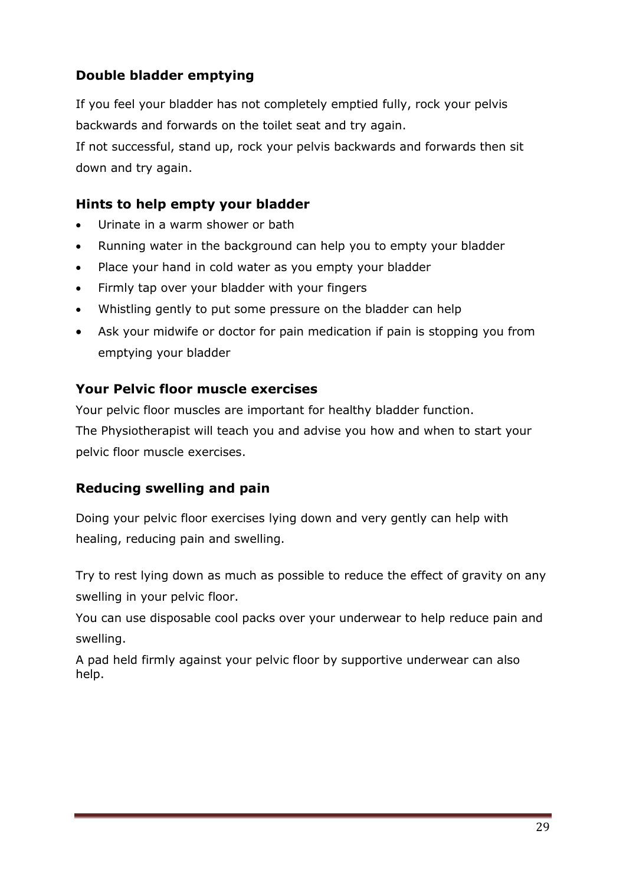## Double bladder emptying

If you feel your bladder has not completely emptied fully, rock your pelvis backwards and forwards on the toilet seat and try again.
If not successful, stand up, rock your pelvis backwards and forwards then sit down and try again.

## Hints to help empty your bladder

- Urinate in a warm shower or bath
- Running water in the background can help you to empty your bladder
- Place your hand in cold water as you empty your bladder
- Firmly tap over your bladder with your fingers
- Whistling gently to put some pressure on the bladder can help
- Ask your midwife or doctor for pain medication if pain is stopping you from emptying your bladder

## Your Pelvic floor muscle exercises

Your pelvic floor muscles are important for healthy bladder function.
The Physiotherapist will teach you and advise you how and when to start your pelvic floor muscle exercises.

## Reducing swelling and pain

Doing your pelvic floor exercises lying down and very gently can help with healing, reducing pain and swelling.

Try to rest lying down as much as possible to reduce the effect of gravity on any swelling in your pelvic floor.
You can use disposable cool packs over your underwear to help reduce pain and swelling.
A pad held firmly against your pelvic floor by supportive underwear can also help.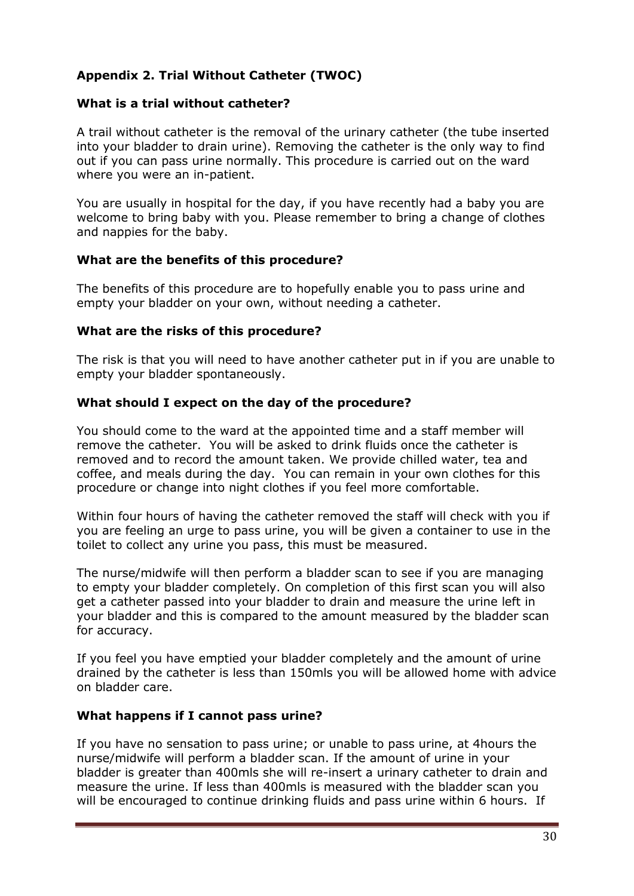## Appendix 2. Trial Without Catheter (TWOC)

### What is a trial without catheter?

A trail without catheter is the removal of the urinary catheter (the tube inserted into your bladder to drain urine). Removing the catheter is the only way to find out if you can pass urine normally. This procedure is carried out on the ward where you were an in-patient.

You are usually in hospital for the day, if you have recently had a baby you are welcome to bring baby with you. Please remember to bring a change of clothes and nappies for the baby.

### What are the benefits of this procedure?

The benefits of this procedure are to hopefully enable you to pass urine and empty your bladder on your own, without needing a catheter.

### What are the risks of this procedure?

The risk is that you will need to have another catheter put in if you are unable to empty your bladder spontaneously.

### What should I expect on the day of the procedure?

You should come to the ward at the appointed time and a staff member will remove the catheter. You will be asked to drink fluids once the catheter is removed and to record the amount taken. We provide chilled water, tea and coffee, and meals during the day. You can remain in your own clothes for this procedure or change into night clothes if you feel more comfortable.

Within four hours of having the catheter removed the staff will check with you if you are feeling an urge to pass urine, you will be given a container to use in the toilet to collect any urine you pass, this must be measured.

The nurse/midwife will then perform a bladder scan to see if you are managing to empty your bladder completely. On completion of this first scan you will also get a catheter passed into your bladder to drain and measure the urine left in your bladder and this is compared to the amount measured by the bladder scan for accuracy.

If you feel you have emptied your bladder completely and the amount of urine drained by the catheter is less than 150mls you will be allowed home with advice on bladder care.

### What happens if I cannot pass urine?

If you have no sensation to pass urine; or unable to pass urine, at 4hours the nurse/midwife will perform a bladder scan. If the amount of urine in your bladder is greater than 400mls she will re-insert a urinary catheter to drain and measure the urine. If less than 400mls is measured with the bladder scan you will be encouraged to continue drinking fluids and pass urine within 6 hours. If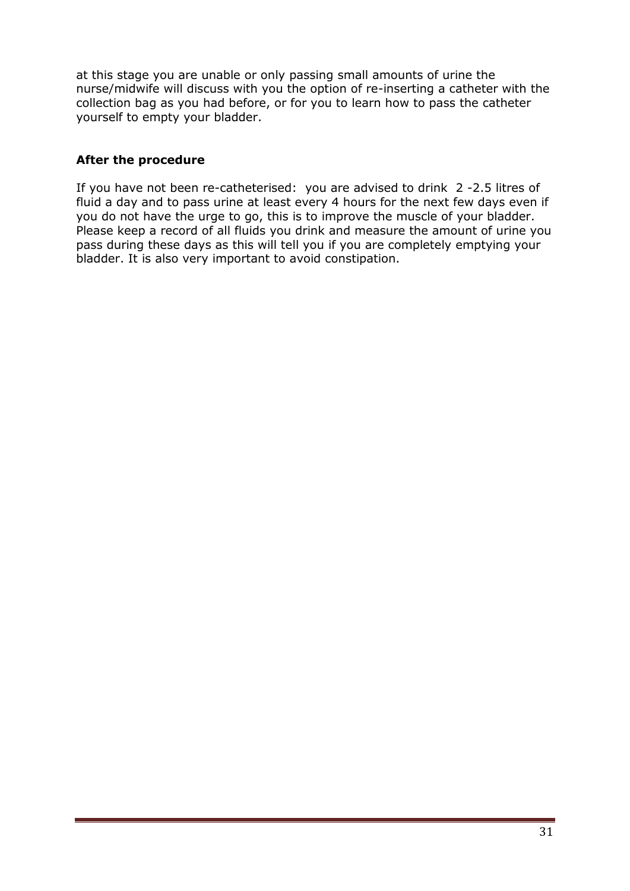at this stage you are unable or only passing small amounts of urine the nurse/midwife will discuss with you the option of re-inserting a catheter with the collection bag as you had before, or for you to learn how to pass the catheter yourself to empty your bladder.

**After the procedure**

If you have not been re-catheterised: you are advised to drink 2 -2.5 litres of fluid a day and to pass urine at least every 4 hours for the next few days even if you do not have the urge to go, this is to improve the muscle of your bladder. Please keep a record of all fluids you drink and measure the amount of urine you pass during these days as this will tell you if you are completely emptying your bladder. It is also very important to avoid constipation.